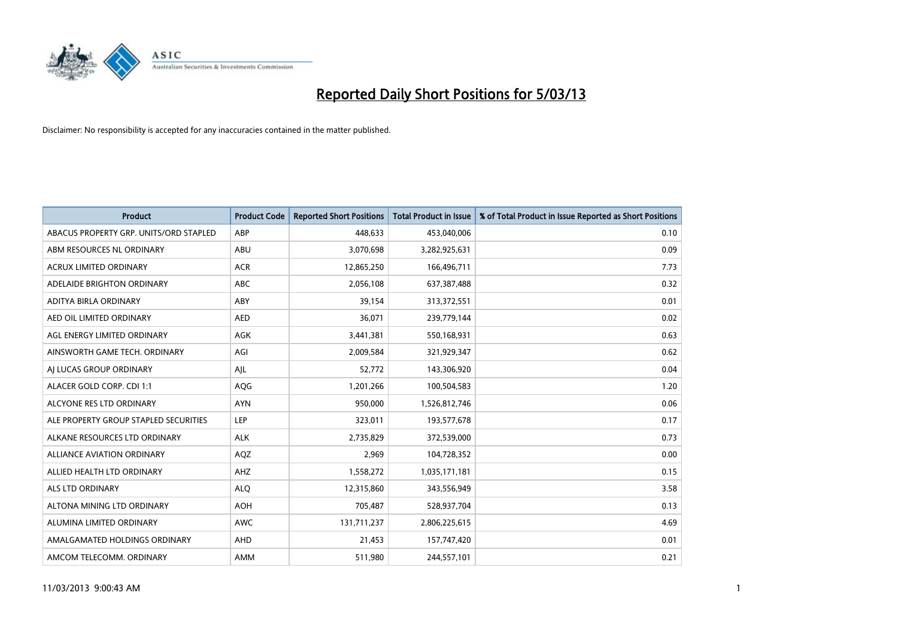# Reported Daily Short Positions for 5/03/13

Disclaimer: No responsibility is accepted for any inaccuracies contained in the matter published.

| Product | Product Code | Reported Short Positions | Total Product in Issue | % of Total Product in Issue Reported as Short Positions |
|---|---|---|---|---|
| ABACUS PROPERTY GRP. UNITS/ORD STAPLED | ABP | 448,633 | 453,040,006 | 0.10 |
| ABM RESOURCES NL ORDINARY | ABU | 3,070,698 | 3,282,925,631 | 0.09 |
| ACRUX LIMITED ORDINARY | ACR | 12,865,250 | 166,496,711 | 7.73 |
| ADELAIDE BRIGHTON ORDINARY | ABC | 2,056,108 | 637,387,488 | 0.32 |
| ADITYA BIRLA ORDINARY | ABY | 39,154 | 313,372,551 | 0.01 |
| AED OIL LIMITED ORDINARY | AED | 36,071 | 239,779,144 | 0.02 |
| AGL ENERGY LIMITED ORDINARY | AGK | 3,441,381 | 550,168,931 | 0.63 |
| AINSWORTH GAME TECH. ORDINARY | AGI | 2,009,584 | 321,929,347 | 0.62 |
| AJ LUCAS GROUP ORDINARY | AJL | 52,772 | 143,306,920 | 0.04 |
| ALACER GOLD CORP. CDI 1:1 | AQG | 1,201,266 | 100,504,583 | 1.20 |
| ALCYONE RES LTD ORDINARY | AYN | 950,000 | 1,526,812,746 | 0.06 |
| ALE PROPERTY GROUP STAPLED SECURITIES | LEP | 323,011 | 193,577,678 | 0.17 |
| ALKANE RESOURCES LTD ORDINARY | ALK | 2,735,829 | 372,539,000 | 0.73 |
| ALLIANCE AVIATION ORDINARY | AQZ | 2,969 | 104,728,352 | 0.00 |
| ALLIED HEALTH LTD ORDINARY | AHZ | 1,558,272 | 1,035,171,181 | 0.15 |
| ALS LTD ORDINARY | ALQ | 12,315,860 | 343,556,949 | 3.58 |
| ALTONA MINING LTD ORDINARY | AOH | 705,487 | 528,937,704 | 0.13 |
| ALUMINA LIMITED ORDINARY | AWC | 131,711,237 | 2,806,225,615 | 4.69 |
| AMALGAMATED HOLDINGS ORDINARY | AHD | 21,453 | 157,747,420 | 0.01 |
| AMCOM TELECOMM. ORDINARY | AMM | 511,980 | 244,557,101 | 0.21 |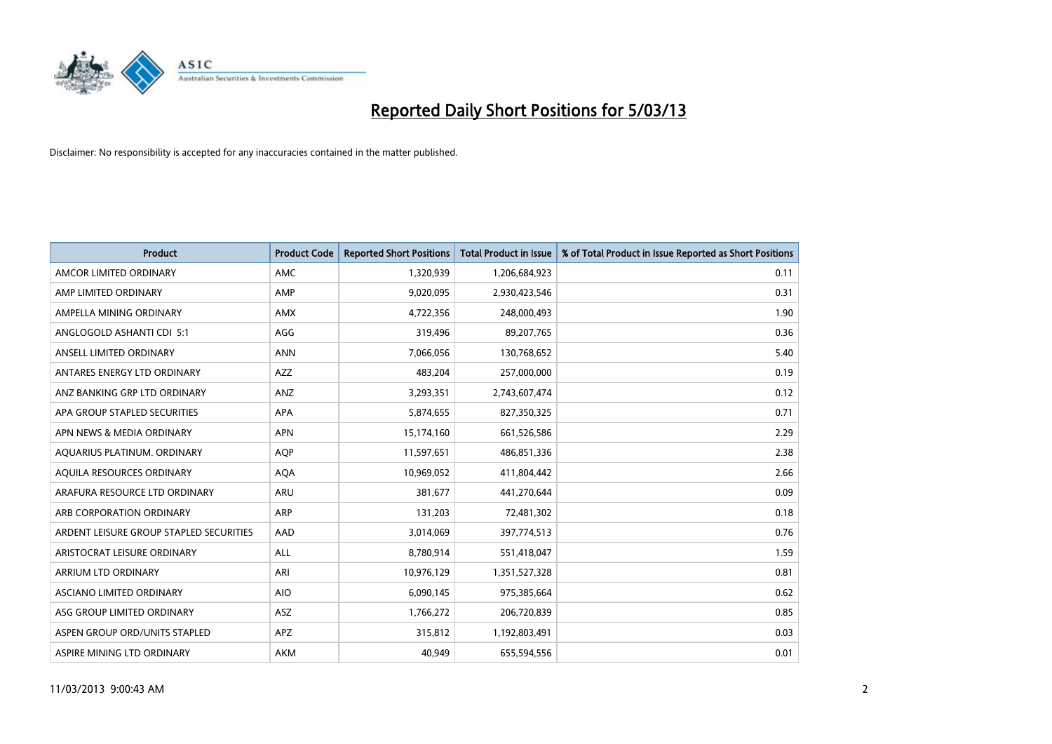# Reported Daily Short Positions for 5/03/13

Disclaimer: No responsibility is accepted for any inaccuracies contained in the matter published.

| Product | Product Code | Reported Short Positions | Total Product in Issue | % of Total Product in Issue Reported as Short Positions |
|---|---|---|---|---|
| AMCOR LIMITED ORDINARY | AMC | 1,320,939 | 1,206,684,923 | 0.11 |
| AMP LIMITED ORDINARY | AMP | 9,020,095 | 2,930,423,546 | 0.31 |
| AMPELLA MINING ORDINARY | AMX | 4,722,356 | 248,000,493 | 1.90 |
| ANGLOGOLD ASHANTI CDI 5:1 | AGG | 319,496 | 89,207,765 | 0.36 |
| ANSELL LIMITED ORDINARY | ANN | 7,066,056 | 130,768,652 | 5.40 |
| ANTARES ENERGY LTD ORDINARY | AZZ | 483,204 | 257,000,000 | 0.19 |
| ANZ BANKING GRP LTD ORDINARY | ANZ | 3,293,351 | 2,743,607,474 | 0.12 |
| APA GROUP STAPLED SECURITIES | APA | 5,874,655 | 827,350,325 | 0.71 |
| APN NEWS & MEDIA ORDINARY | APN | 15,174,160 | 661,526,586 | 2.29 |
| AQUARIUS PLATINUM. ORDINARY | AQP | 11,597,651 | 486,851,336 | 2.38 |
| AQUILA RESOURCES ORDINARY | AQA | 10,969,052 | 411,804,442 | 2.66 |
| ARAFURA RESOURCE LTD ORDINARY | ARU | 381,677 | 441,270,644 | 0.09 |
| ARB CORPORATION ORDINARY | ARP | 131,203 | 72,481,302 | 0.18 |
| ARDENT LEISURE GROUP STAPLED SECURITIES | AAD | 3,014,069 | 397,774,513 | 0.76 |
| ARISTOCRAT LEISURE ORDINARY | ALL | 8,780,914 | 551,418,047 | 1.59 |
| ARRIUM LTD ORDINARY | ARI | 10,976,129 | 1,351,527,328 | 0.81 |
| ASCIANO LIMITED ORDINARY | AIO | 6,090,145 | 975,385,664 | 0.62 |
| ASG GROUP LIMITED ORDINARY | ASZ | 1,766,272 | 206,720,839 | 0.85 |
| ASPEN GROUP ORD/UNITS STAPLED | APZ | 315,812 | 1,192,803,491 | 0.03 |
| ASPIRE MINING LTD ORDINARY | AKM | 40,949 | 655,594,556 | 0.01 |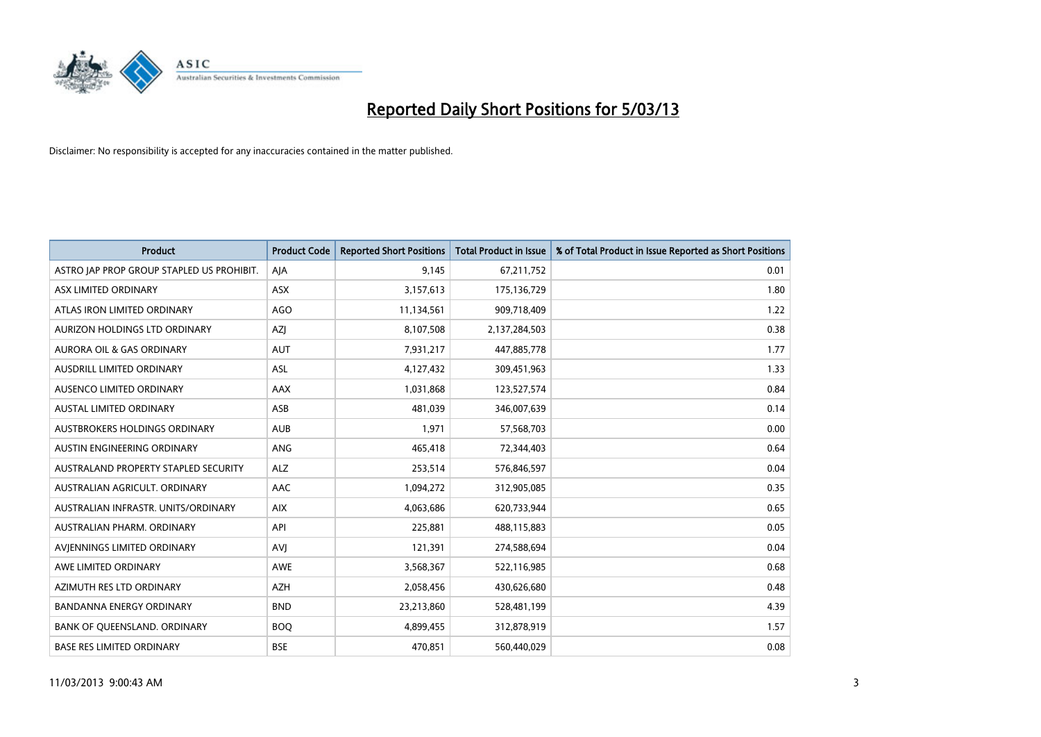# Reported Daily Short Positions for 5/03/13

Disclaimer: No responsibility is accepted for any inaccuracies contained in the matter published.

| Product | Product Code | Reported Short Positions | Total Product in Issue | % of Total Product in Issue Reported as Short Positions |
|---|---|---|---|---|
| ASTRO JAP PROP GROUP STAPLED US PROHIBIT. | AJA | 9,145 | 67,211,752 | 0.01 |
| ASX LIMITED ORDINARY | ASX | 3,157,613 | 175,136,729 | 1.80 |
| ATLAS IRON LIMITED ORDINARY | AGO | 11,134,561 | 909,718,409 | 1.22 |
| AURIZON HOLDINGS LTD ORDINARY | AZJ | 8,107,508 | 2,137,284,503 | 0.38 |
| AURORA OIL & GAS ORDINARY | AUT | 7,931,217 | 447,885,778 | 1.77 |
| AUSDRILL LIMITED ORDINARY | ASL | 4,127,432 | 309,451,963 | 1.33 |
| AUSENCO LIMITED ORDINARY | AAX | 1,031,868 | 123,527,574 | 0.84 |
| AUSTAL LIMITED ORDINARY | ASB | 481,039 | 346,007,639 | 0.14 |
| AUSTBROKERS HOLDINGS ORDINARY | AUB | 1,971 | 57,568,703 | 0.00 |
| AUSTIN ENGINEERING ORDINARY | ANG | 465,418 | 72,344,403 | 0.64 |
| AUSTRALAND PROPERTY STAPLED SECURITY | ALZ | 253,514 | 576,846,597 | 0.04 |
| AUSTRALIAN AGRICULT. ORDINARY | AAC | 1,094,272 | 312,905,085 | 0.35 |
| AUSTRALIAN INFRASTR. UNITS/ORDINARY | AIX | 4,063,686 | 620,733,944 | 0.65 |
| AUSTRALIAN PHARM. ORDINARY | API | 225,881 | 488,115,883 | 0.05 |
| AVJENNINGS LIMITED ORDINARY | AVJ | 121,391 | 274,588,694 | 0.04 |
| AWE LIMITED ORDINARY | AWE | 3,568,367 | 522,116,985 | 0.68 |
| AZIMUTH RES LTD ORDINARY | AZH | 2,058,456 | 430,626,680 | 0.48 |
| BANDANNA ENERGY ORDINARY | BND | 23,213,860 | 528,481,199 | 4.39 |
| BANK OF QUEENSLAND. ORDINARY | BOQ | 4,899,455 | 312,878,919 | 1.57 |
| BASE RES LIMITED ORDINARY | BSE | 470,851 | 560,440,029 | 0.08 |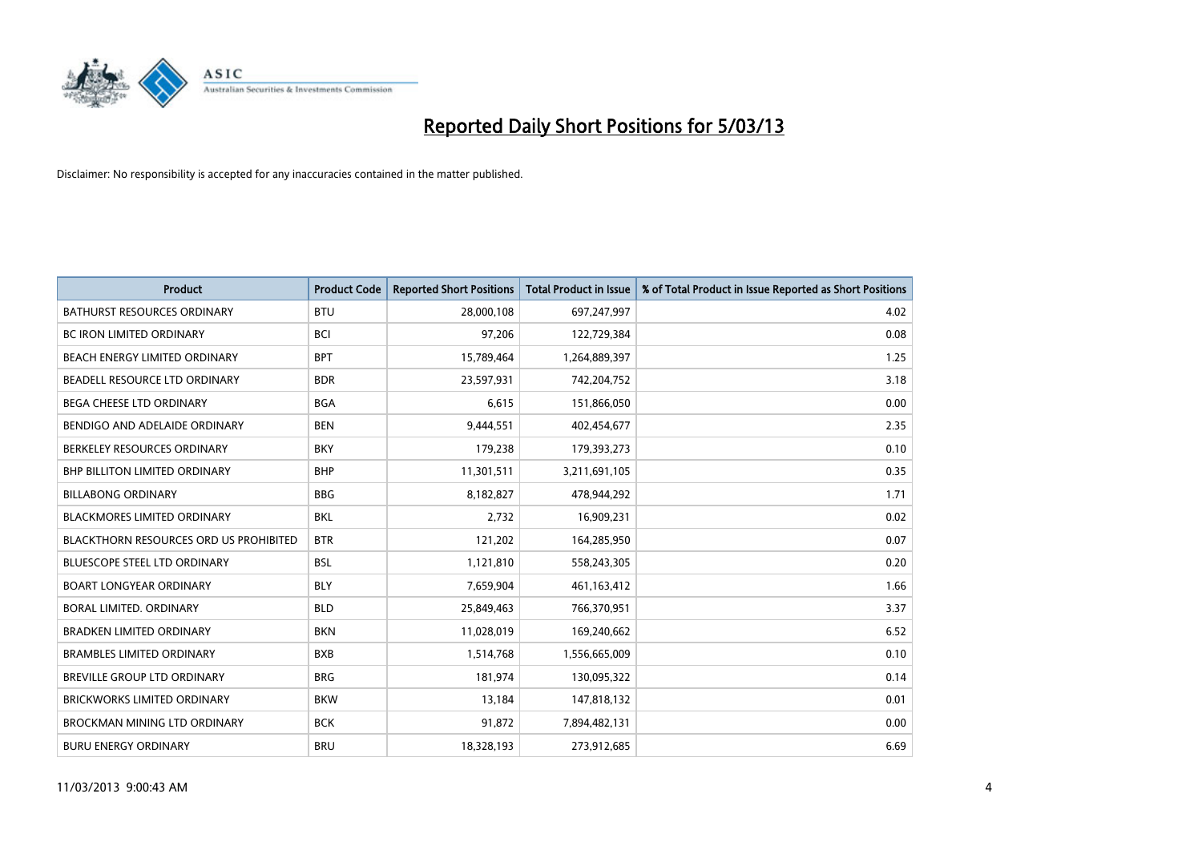# Reported Daily Short Positions for 5/03/13

Disclaimer: No responsibility is accepted for any inaccuracies contained in the matter published.

| Product | Product Code | Reported Short Positions | Total Product in Issue | % of Total Product in Issue Reported as Short Positions |
|---|---|---|---|---|
| BATHURST RESOURCES ORDINARY | BTU | 28,000,108 | 697,247,997 | 4.02 |
| BC IRON LIMITED ORDINARY | BCI | 97,206 | 122,729,384 | 0.08 |
| BEACH ENERGY LIMITED ORDINARY | BPT | 15,789,464 | 1,264,889,397 | 1.25 |
| BEADELL RESOURCE LTD ORDINARY | BDR | 23,597,931 | 742,204,752 | 3.18 |
| BEGA CHEESE LTD ORDINARY | BGA | 6,615 | 151,866,050 | 0.00 |
| BENDIGO AND ADELAIDE ORDINARY | BEN | 9,444,551 | 402,454,677 | 2.35 |
| BERKELEY RESOURCES ORDINARY | BKY | 179,238 | 179,393,273 | 0.10 |
| BHP BILLITON LIMITED ORDINARY | BHP | 11,301,511 | 3,211,691,105 | 0.35 |
| BILLABONG ORDINARY | BBG | 8,182,827 | 478,944,292 | 1.71 |
| BLACKMORES LIMITED ORDINARY | BKL | 2,732 | 16,909,231 | 0.02 |
| BLACKTHORN RESOURCES ORD US PROHIBITED | BTR | 121,202 | 164,285,950 | 0.07 |
| BLUESCOPE STEEL LTD ORDINARY | BSL | 1,121,810 | 558,243,305 | 0.20 |
| BOART LONGYEAR ORDINARY | BLY | 7,659,904 | 461,163,412 | 1.66 |
| BORAL LIMITED. ORDINARY | BLD | 25,849,463 | 766,370,951 | 3.37 |
| BRADKEN LIMITED ORDINARY | BKN | 11,028,019 | 169,240,662 | 6.52 |
| BRAMBLES LIMITED ORDINARY | BXB | 1,514,768 | 1,556,665,009 | 0.10 |
| BREVILLE GROUP LTD ORDINARY | BRG | 181,974 | 130,095,322 | 0.14 |
| BRICKWORKS LIMITED ORDINARY | BKW | 13,184 | 147,818,132 | 0.01 |
| BROCKMAN MINING LTD ORDINARY | BCK | 91,872 | 7,894,482,131 | 0.00 |
| BURU ENERGY ORDINARY | BRU | 18,328,193 | 273,912,685 | 6.69 |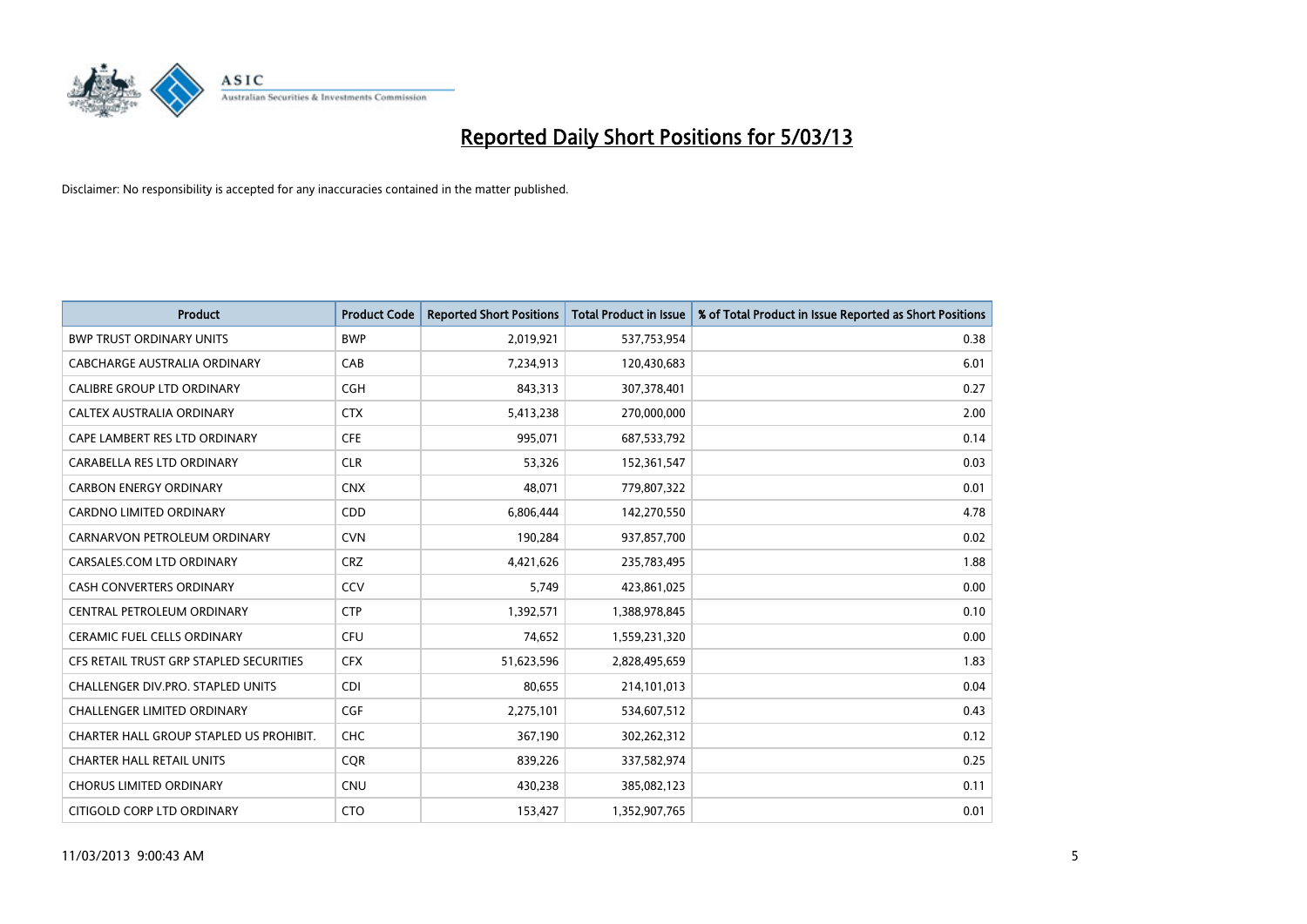# Reported Daily Short Positions for 5/03/13

Disclaimer: No responsibility is accepted for any inaccuracies contained in the matter published.

| Product | Product Code | Reported Short Positions | Total Product in Issue | % of Total Product in Issue Reported as Short Positions |
|---|---|---|---|---|
| BWP TRUST ORDINARY UNITS | BWP | 2,019,921 | 537,753,954 | 0.38 |
| CABCHARGE AUSTRALIA ORDINARY | CAB | 7,234,913 | 120,430,683 | 6.01 |
| CALIBRE GROUP LTD ORDINARY | CGH | 843,313 | 307,378,401 | 0.27 |
| CALTEX AUSTRALIA ORDINARY | CTX | 5,413,238 | 270,000,000 | 2.00 |
| CAPE LAMBERT RES LTD ORDINARY | CFE | 995,071 | 687,533,792 | 0.14 |
| CARABELLA RES LTD ORDINARY | CLR | 53,326 | 152,361,547 | 0.03 |
| CARBON ENERGY ORDINARY | CNX | 48,071 | 779,807,322 | 0.01 |
| CARDNO LIMITED ORDINARY | CDD | 6,806,444 | 142,270,550 | 4.78 |
| CARNARVON PETROLEUM ORDINARY | CVN | 190,284 | 937,857,700 | 0.02 |
| CARSALES.COM LTD ORDINARY | CRZ | 4,421,626 | 235,783,495 | 1.88 |
| CASH CONVERTERS ORDINARY | CCV | 5,749 | 423,861,025 | 0.00 |
| CENTRAL PETROLEUM ORDINARY | CTP | 1,392,571 | 1,388,978,845 | 0.10 |
| CERAMIC FUEL CELLS ORDINARY | CFU | 74,652 | 1,559,231,320 | 0.00 |
| CFS RETAIL TRUST GRP STAPLED SECURITIES | CFX | 51,623,596 | 2,828,495,659 | 1.83 |
| CHALLENGER DIV.PRO. STAPLED UNITS | CDI | 80,655 | 214,101,013 | 0.04 |
| CHALLENGER LIMITED ORDINARY | CGF | 2,275,101 | 534,607,512 | 0.43 |
| CHARTER HALL GROUP STAPLED US PROHIBIT. | CHC | 367,190 | 302,262,312 | 0.12 |
| CHARTER HALL RETAIL UNITS | CQR | 839,226 | 337,582,974 | 0.25 |
| CHORUS LIMITED ORDINARY | CNU | 430,238 | 385,082,123 | 0.11 |
| CITIGOLD CORP LTD ORDINARY | CTO | 153,427 | 1,352,907,765 | 0.01 |

11/03/2013 9:00:43 AM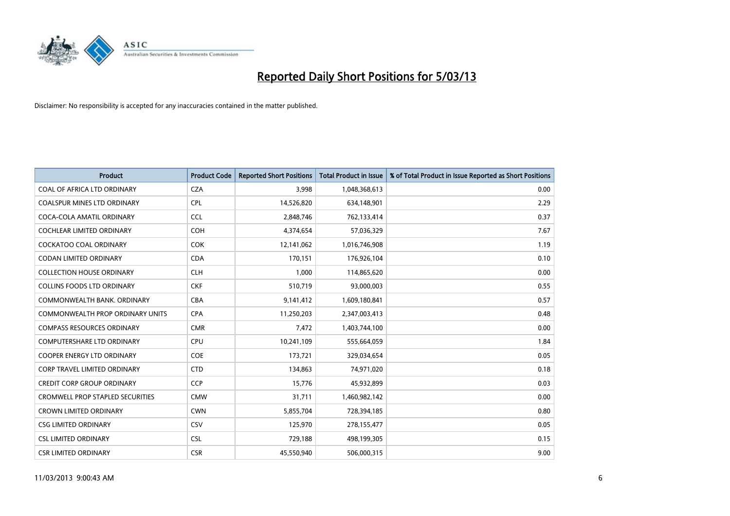# Reported Daily Short Positions for 5/03/13

Disclaimer: No responsibility is accepted for any inaccuracies contained in the matter published.

| Product | Product Code | Reported Short Positions | Total Product in Issue | % of Total Product in Issue Reported as Short Positions |
|---|---|---|---|---|
| COAL OF AFRICA LTD ORDINARY | CZA | 3,998 | 1,048,368,613 | 0.00 |
| COALSPUR MINES LTD ORDINARY | CPL | 14,526,820 | 634,148,901 | 2.29 |
| COCA-COLA AMATIL ORDINARY | CCL | 2,848,746 | 762,133,414 | 0.37 |
| COCHLEAR LIMITED ORDINARY | COH | 4,374,654 | 57,036,329 | 7.67 |
| COCKATOO COAL ORDINARY | COK | 12,141,062 | 1,016,746,908 | 1.19 |
| CODAN LIMITED ORDINARY | CDA | 170,151 | 176,926,104 | 0.10 |
| COLLECTION HOUSE ORDINARY | CLH | 1,000 | 114,865,620 | 0.00 |
| COLLINS FOODS LTD ORDINARY | CKF | 510,719 | 93,000,003 | 0.55 |
| COMMONWEALTH BANK. ORDINARY | CBA | 9,141,412 | 1,609,180,841 | 0.57 |
| COMMONWEALTH PROP ORDINARY UNITS | CPA | 11,250,203 | 2,347,003,413 | 0.48 |
| COMPASS RESOURCES ORDINARY | CMR | 7,472 | 1,403,744,100 | 0.00 |
| COMPUTERSHARE LTD ORDINARY | CPU | 10,241,109 | 555,664,059 | 1.84 |
| COOPER ENERGY LTD ORDINARY | COE | 173,721 | 329,034,654 | 0.05 |
| CORP TRAVEL LIMITED ORDINARY | CTD | 134,863 | 74,971,020 | 0.18 |
| CREDIT CORP GROUP ORDINARY | CCP | 15,776 | 45,932,899 | 0.03 |
| CROMWELL PROP STAPLED SECURITIES | CMW | 31,711 | 1,460,982,142 | 0.00 |
| CROWN LIMITED ORDINARY | CWN | 5,855,704 | 728,394,185 | 0.80 |
| CSG LIMITED ORDINARY | CSV | 125,970 | 278,155,477 | 0.05 |
| CSL LIMITED ORDINARY | CSL | 729,188 | 498,199,305 | 0.15 |
| CSR LIMITED ORDINARY | CSR | 45,550,940 | 506,000,315 | 9.00 |

11/03/2013 9:00:43 AM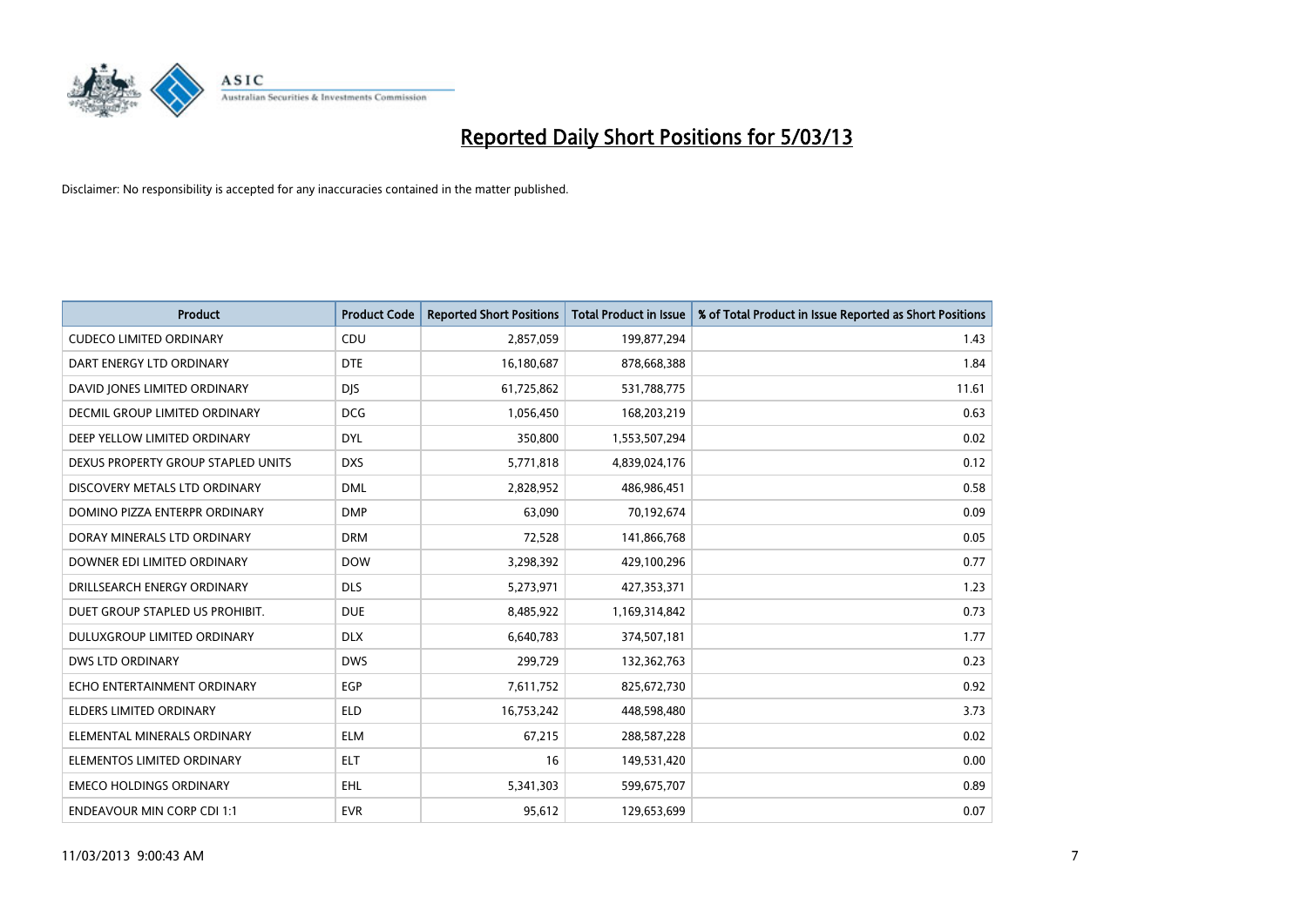# Reported Daily Short Positions for 5/03/13

Disclaimer: No responsibility is accepted for any inaccuracies contained in the matter published.

| Product | Product Code | Reported Short Positions | Total Product in Issue | % of Total Product in Issue Reported as Short Positions |
|---|---|---|---|---|
| CUDECO LIMITED ORDINARY | CDU | 2,857,059 | 199,877,294 | 1.43 |
| DART ENERGY LTD ORDINARY | DTE | 16,180,687 | 878,668,388 | 1.84 |
| DAVID JONES LIMITED ORDINARY | DJS | 61,725,862 | 531,788,775 | 11.61 |
| DECMIL GROUP LIMITED ORDINARY | DCG | 1,056,450 | 168,203,219 | 0.63 |
| DEEP YELLOW LIMITED ORDINARY | DYL | 350,800 | 1,553,507,294 | 0.02 |
| DEXUS PROPERTY GROUP STAPLED UNITS | DXS | 5,771,818 | 4,839,024,176 | 0.12 |
| DISCOVERY METALS LTD ORDINARY | DML | 2,828,952 | 486,986,451 | 0.58 |
| DOMINO PIZZA ENTERPR ORDINARY | DMP | 63,090 | 70,192,674 | 0.09 |
| DORAY MINERALS LTD ORDINARY | DRM | 72,528 | 141,866,768 | 0.05 |
| DOWNER EDI LIMITED ORDINARY | DOW | 3,298,392 | 429,100,296 | 0.77 |
| DRILLSEARCH ENERGY ORDINARY | DLS | 5,273,971 | 427,353,371 | 1.23 |
| DUET GROUP STAPLED US PROHIBIT. | DUE | 8,485,922 | 1,169,314,842 | 0.73 |
| DULUXGROUP LIMITED ORDINARY | DLX | 6,640,783 | 374,507,181 | 1.77 |
| DWS LTD ORDINARY | DWS | 299,729 | 132,362,763 | 0.23 |
| ECHO ENTERTAINMENT ORDINARY | EGP | 7,611,752 | 825,672,730 | 0.92 |
| ELDERS LIMITED ORDINARY | ELD | 16,753,242 | 448,598,480 | 3.73 |
| ELEMENTAL MINERALS ORDINARY | ELM | 67,215 | 288,587,228 | 0.02 |
| ELEMENTOS LIMITED ORDINARY | ELT | 16 | 149,531,420 | 0.00 |
| EMECO HOLDINGS ORDINARY | EHL | 5,341,303 | 599,675,707 | 0.89 |
| ENDEAVOUR MIN CORP CDI 1:1 | EVR | 95,612 | 129,653,699 | 0.07 |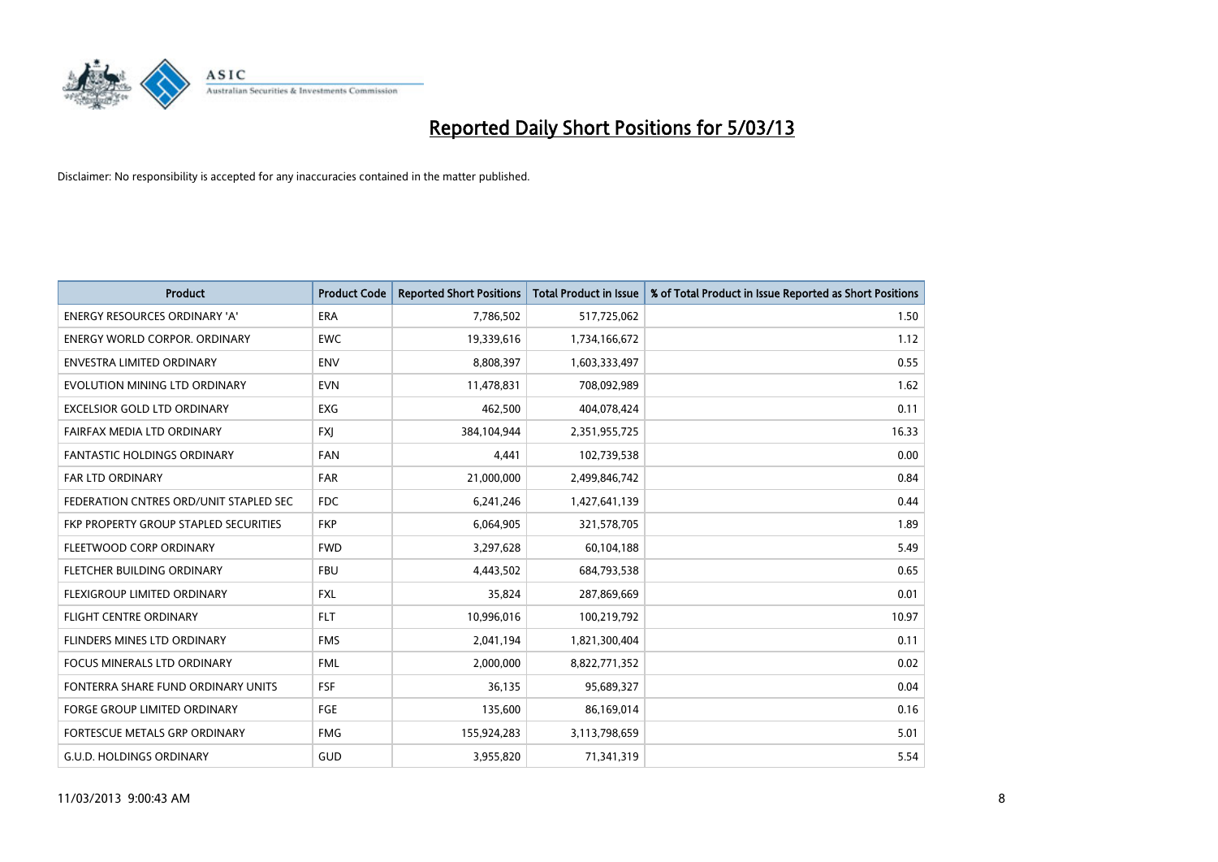# Reported Daily Short Positions for 5/03/13

Disclaimer: No responsibility is accepted for any inaccuracies contained in the matter published.

| Product | Product Code | Reported Short Positions | Total Product in Issue | % of Total Product in Issue Reported as Short Positions |
|---|---|---|---|---|
| ENERGY RESOURCES ORDINARY 'A' | ERA | 7,786,502 | 517,725,062 | 1.50 |
| ENERGY WORLD CORPOR. ORDINARY | EWC | 19,339,616 | 1,734,166,672 | 1.12 |
| ENVESTRA LIMITED ORDINARY | ENV | 8,808,397 | 1,603,333,497 | 0.55 |
| EVOLUTION MINING LTD ORDINARY | EVN | 11,478,831 | 708,092,989 | 1.62 |
| EXCELSIOR GOLD LTD ORDINARY | EXG | 462,500 | 404,078,424 | 0.11 |
| FAIRFAX MEDIA LTD ORDINARY | FXJ | 384,104,944 | 2,351,955,725 | 16.33 |
| FANTASTIC HOLDINGS ORDINARY | FAN | 4,441 | 102,739,538 | 0.00 |
| FAR LTD ORDINARY | FAR | 21,000,000 | 2,499,846,742 | 0.84 |
| FEDERATION CNTRES ORD/UNIT STAPLED SEC | FDC | 6,241,246 | 1,427,641,139 | 0.44 |
| FKP PROPERTY GROUP STAPLED SECURITIES | FKP | 6,064,905 | 321,578,705 | 1.89 |
| FLEETWOOD CORP ORDINARY | FWD | 3,297,628 | 60,104,188 | 5.49 |
| FLETCHER BUILDING ORDINARY | FBU | 4,443,502 | 684,793,538 | 0.65 |
| FLEXIGROUP LIMITED ORDINARY | FXL | 35,824 | 287,869,669 | 0.01 |
| FLIGHT CENTRE ORDINARY | FLT | 10,996,016 | 100,219,792 | 10.97 |
| FLINDERS MINES LTD ORDINARY | FMS | 2,041,194 | 1,821,300,404 | 0.11 |
| FOCUS MINERALS LTD ORDINARY | FML | 2,000,000 | 8,822,771,352 | 0.02 |
| FONTERRA SHARE FUND ORDINARY UNITS | FSF | 36,135 | 95,689,327 | 0.04 |
| FORGE GROUP LIMITED ORDINARY | FGE | 135,600 | 86,169,014 | 0.16 |
| FORTESCUE METALS GRP ORDINARY | FMG | 155,924,283 | 3,113,798,659 | 5.01 |
| G.U.D. HOLDINGS ORDINARY | GUD | 3,955,820 | 71,341,319 | 5.54 |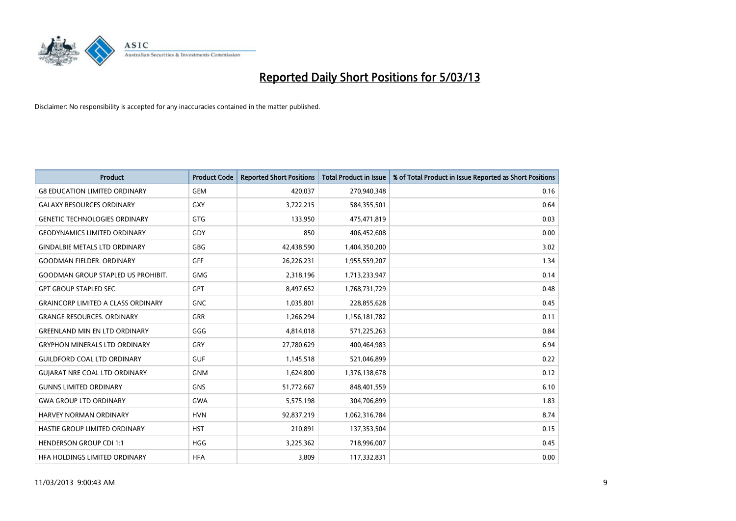# Reported Daily Short Positions for 5/03/13

Disclaimer: No responsibility is accepted for any inaccuracies contained in the matter published.

| Product | Product Code | Reported Short Positions | Total Product in Issue | % of Total Product in Issue Reported as Short Positions |
|---|---|---|---|---|
| G8 EDUCATION LIMITED ORDINARY | GEM | 420,037 | 270,940,348 | 0.16 |
| GALAXY RESOURCES ORDINARY | GXY | 3,722,215 | 584,355,501 | 0.64 |
| GENETIC TECHNOLOGIES ORDINARY | GTG | 133,950 | 475,471,819 | 0.03 |
| GEODYNAMICS LIMITED ORDINARY | GDY | 850 | 406,452,608 | 0.00 |
| GINDALBIE METALS LTD ORDINARY | GBG | 42,438,590 | 1,404,350,200 | 3.02 |
| GOODMAN FIELDER. ORDINARY | GFF | 26,226,231 | 1,955,559,207 | 1.34 |
| GOODMAN GROUP STAPLED US PROHIBIT. | GMG | 2,318,196 | 1,713,233,947 | 0.14 |
| GPT GROUP STAPLED SEC. | GPT | 8,497,652 | 1,768,731,729 | 0.48 |
| GRAINCORP LIMITED A CLASS ORDINARY | GNC | 1,035,801 | 228,855,628 | 0.45 |
| GRANGE RESOURCES. ORDINARY | GRR | 1,266,294 | 1,156,181,782 | 0.11 |
| GREENLAND MIN EN LTD ORDINARY | GGG | 4,814,018 | 571,225,263 | 0.84 |
| GRYPHON MINERALS LTD ORDINARY | GRY | 27,780,629 | 400,464,983 | 6.94 |
| GUILDFORD COAL LTD ORDINARY | GUF | 1,145,518 | 521,046,899 | 0.22 |
| GUJARAT NRE COAL LTD ORDINARY | GNM | 1,624,800 | 1,376,138,678 | 0.12 |
| GUNNS LIMITED ORDINARY | GNS | 51,772,667 | 848,401,559 | 6.10 |
| GWA GROUP LTD ORDINARY | GWA | 5,575,198 | 304,706,899 | 1.83 |
| HARVEY NORMAN ORDINARY | HVN | 92,837,219 | 1,062,316,784 | 8.74 |
| HASTIE GROUP LIMITED ORDINARY | HST | 210,891 | 137,353,504 | 0.15 |
| HENDERSON GROUP CDI 1:1 | HGG | 3,225,362 | 718,996,007 | 0.45 |
| HFA HOLDINGS LIMITED ORDINARY | HFA | 3,809 | 117,332,831 | 0.00 |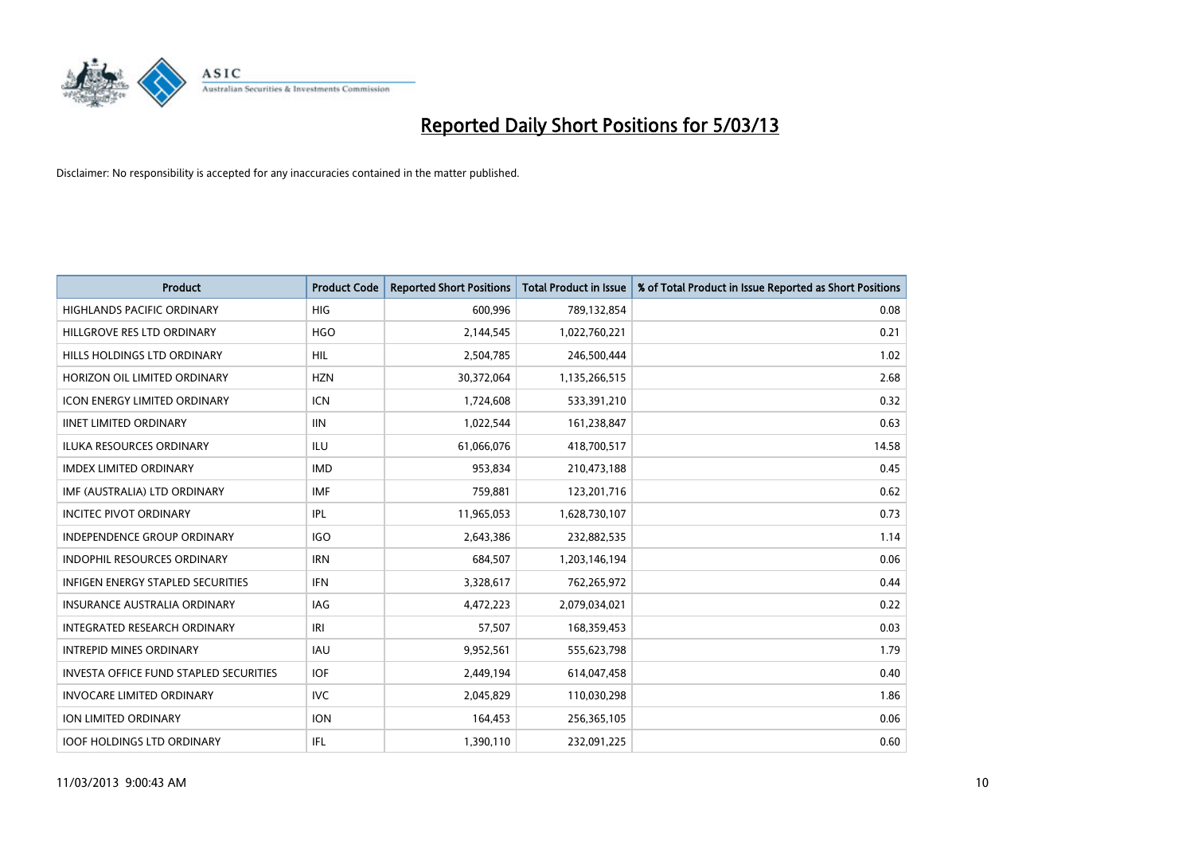# Reported Daily Short Positions for 5/03/13

Disclaimer: No responsibility is accepted for any inaccuracies contained in the matter published.

| Product | Product Code | Reported Short Positions | Total Product in Issue | % of Total Product in Issue Reported as Short Positions |
|---|---|---|---|---|
| HIGHLANDS PACIFIC ORDINARY | HIG | 600,996 | 789,132,854 | 0.08 |
| HILLGROVE RES LTD ORDINARY | HGO | 2,144,545 | 1,022,760,221 | 0.21 |
| HILLS HOLDINGS LTD ORDINARY | HIL | 2,504,785 | 246,500,444 | 1.02 |
| HORIZON OIL LIMITED ORDINARY | HZN | 30,372,064 | 1,135,266,515 | 2.68 |
| ICON ENERGY LIMITED ORDINARY | ICN | 1,724,608 | 533,391,210 | 0.32 |
| IINET LIMITED ORDINARY | IIN | 1,022,544 | 161,238,847 | 0.63 |
| ILUKA RESOURCES ORDINARY | ILU | 61,066,076 | 418,700,517 | 14.58 |
| IMDEX LIMITED ORDINARY | IMD | 953,834 | 210,473,188 | 0.45 |
| IMF (AUSTRALIA) LTD ORDINARY | IMF | 759,881 | 123,201,716 | 0.62 |
| INCITEC PIVOT ORDINARY | IPL | 11,965,053 | 1,628,730,107 | 0.73 |
| INDEPENDENCE GROUP ORDINARY | IGO | 2,643,386 | 232,882,535 | 1.14 |
| INDOPHIL RESOURCES ORDINARY | IRN | 684,507 | 1,203,146,194 | 0.06 |
| INFIGEN ENERGY STAPLED SECURITIES | IFN | 3,328,617 | 762,265,972 | 0.44 |
| INSURANCE AUSTRALIA ORDINARY | IAG | 4,472,223 | 2,079,034,021 | 0.22 |
| INTEGRATED RESEARCH ORDINARY | IRI | 57,507 | 168,359,453 | 0.03 |
| INTREPID MINES ORDINARY | IAU | 9,952,561 | 555,623,798 | 1.79 |
| INVESTA OFFICE FUND STAPLED SECURITIES | IOF | 2,449,194 | 614,047,458 | 0.40 |
| INVOCARE LIMITED ORDINARY | IVC | 2,045,829 | 110,030,298 | 1.86 |
| ION LIMITED ORDINARY | ION | 164,453 | 256,365,105 | 0.06 |
| IOOF HOLDINGS LTD ORDINARY | IFL | 1,390,110 | 232,091,225 | 0.60 |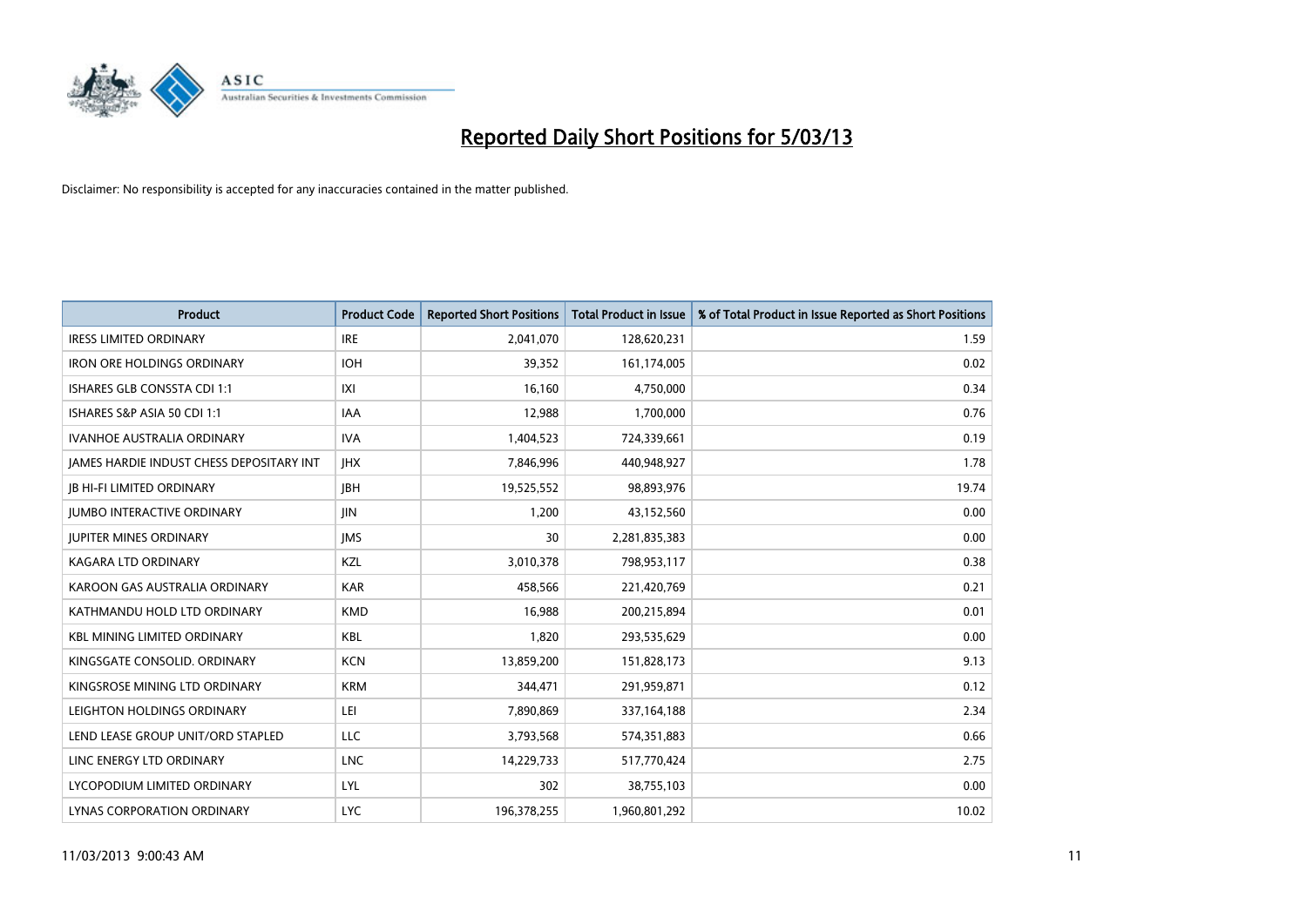# Reported Daily Short Positions for 5/03/13

Disclaimer: No responsibility is accepted for any inaccuracies contained in the matter published.

| Product | Product Code | Reported Short Positions | Total Product in Issue | % of Total Product in Issue Reported as Short Positions |
|---|---|---|---|---|
| IRESS LIMITED ORDINARY | IRE | 2,041,070 | 128,620,231 | 1.59 |
| IRON ORE HOLDINGS ORDINARY | IOH | 39,352 | 161,174,005 | 0.02 |
| ISHARES GLB CONSSTA CDI 1:1 | IXI | 16,160 | 4,750,000 | 0.34 |
| ISHARES S&P ASIA 50 CDI 1:1 | IAA | 12,988 | 1,700,000 | 0.76 |
| IVANHOE AUSTRALIA ORDINARY | IVA | 1,404,523 | 724,339,661 | 0.19 |
| JAMES HARDIE INDUST CHESS DEPOSITARY INT | JHX | 7,846,996 | 440,948,927 | 1.78 |
| JB HI-FI LIMITED ORDINARY | JBH | 19,525,552 | 98,893,976 | 19.74 |
| JUMBO INTERACTIVE ORDINARY | JIN | 1,200 | 43,152,560 | 0.00 |
| JUPITER MINES ORDINARY | JMS | 30 | 2,281,835,383 | 0.00 |
| KAGARA LTD ORDINARY | KZL | 3,010,378 | 798,953,117 | 0.38 |
| KAROON GAS AUSTRALIA ORDINARY | KAR | 458,566 | 221,420,769 | 0.21 |
| KATHMANDU HOLD LTD ORDINARY | KMD | 16,988 | 200,215,894 | 0.01 |
| KBL MINING LIMITED ORDINARY | KBL | 1,820 | 293,535,629 | 0.00 |
| KINGSGATE CONSOLID. ORDINARY | KCN | 13,859,200 | 151,828,173 | 9.13 |
| KINGSROSE MINING LTD ORDINARY | KRM | 344,471 | 291,959,871 | 0.12 |
| LEIGHTON HOLDINGS ORDINARY | LEI | 7,890,869 | 337,164,188 | 2.34 |
| LEND LEASE GROUP UNIT/ORD STAPLED | LLC | 3,793,568 | 574,351,883 | 0.66 |
| LINC ENERGY LTD ORDINARY | LNC | 14,229,733 | 517,770,424 | 2.75 |
| LYCOPODIUM LIMITED ORDINARY | LYL | 302 | 38,755,103 | 0.00 |
| LYNAS CORPORATION ORDINARY | LYC | 196,378,255 | 1,960,801,292 | 10.02 |

11/03/2013 9:00:43 AM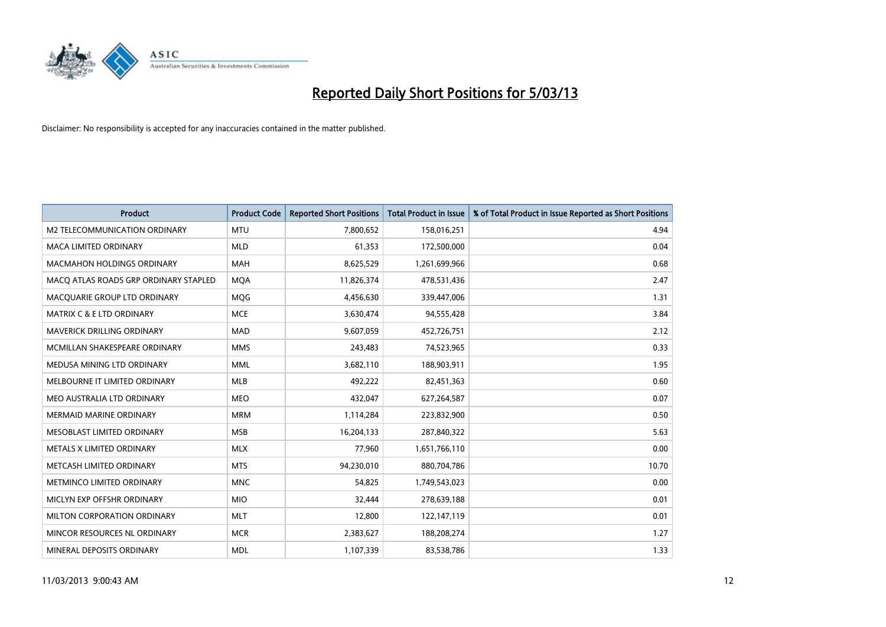# Reported Daily Short Positions for 5/03/13

Disclaimer: No responsibility is accepted for any inaccuracies contained in the matter published.

| Product | Product Code | Reported Short Positions | Total Product in Issue | % of Total Product in Issue Reported as Short Positions |
|---|---|---|---|---|
| M2 TELECOMMUNICATION ORDINARY | MTU | 7,800,652 | 158,016,251 | 4.94 |
| MACA LIMITED ORDINARY | MLD | 61,353 | 172,500,000 | 0.04 |
| MACMAHON HOLDINGS ORDINARY | MAH | 8,625,529 | 1,261,699,966 | 0.68 |
| MACQ ATLAS ROADS GRP ORDINARY STAPLED | MQA | 11,826,374 | 478,531,436 | 2.47 |
| MACQUARIE GROUP LTD ORDINARY | MQG | 4,456,630 | 339,447,006 | 1.31 |
| MATRIX C & E LTD ORDINARY | MCE | 3,630,474 | 94,555,428 | 3.84 |
| MAVERICK DRILLING ORDINARY | MAD | 9,607,059 | 452,726,751 | 2.12 |
| MCMILLAN SHAKESPEARE ORDINARY | MMS | 243,483 | 74,523,965 | 0.33 |
| MEDUSA MINING LTD ORDINARY | MML | 3,682,110 | 188,903,911 | 1.95 |
| MELBOURNE IT LIMITED ORDINARY | MLB | 492,222 | 82,451,363 | 0.60 |
| MEO AUSTRALIA LTD ORDINARY | MEO | 432,047 | 627,264,587 | 0.07 |
| MERMAID MARINE ORDINARY | MRM | 1,114,284 | 223,832,900 | 0.50 |
| MESOBLAST LIMITED ORDINARY | MSB | 16,204,133 | 287,840,322 | 5.63 |
| METALS X LIMITED ORDINARY | MLX | 77,960 | 1,651,766,110 | 0.00 |
| METCASH LIMITED ORDINARY | MTS | 94,230,010 | 880,704,786 | 10.70 |
| METMINCO LIMITED ORDINARY | MNC | 54,825 | 1,749,543,023 | 0.00 |
| MICLYN EXP OFFSHR ORDINARY | MIO | 32,444 | 278,639,188 | 0.01 |
| MILTON CORPORATION ORDINARY | MLT | 12,800 | 122,147,119 | 0.01 |
| MINCOR RESOURCES NL ORDINARY | MCR | 2,383,627 | 188,208,274 | 1.27 |
| MINERAL DEPOSITS ORDINARY | MDL | 1,107,339 | 83,538,786 | 1.33 |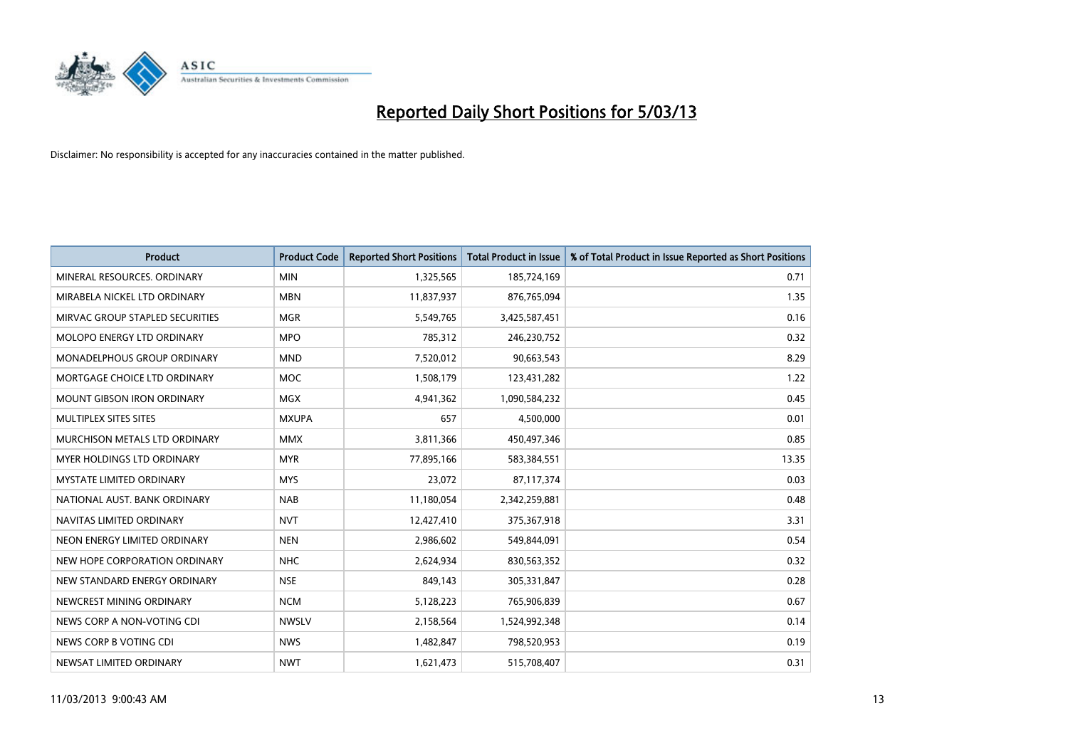# Reported Daily Short Positions for 5/03/13

Disclaimer: No responsibility is accepted for any inaccuracies contained in the matter published.

| Product | Product Code | Reported Short Positions | Total Product in Issue | % of Total Product in Issue Reported as Short Positions |
|---|---|---|---|---|
| MINERAL RESOURCES. ORDINARY | MIN | 1,325,565 | 185,724,169 | 0.71 |
| MIRABELA NICKEL LTD ORDINARY | MBN | 11,837,937 | 876,765,094 | 1.35 |
| MIRVAC GROUP STAPLED SECURITIES | MGR | 5,549,765 | 3,425,587,451 | 0.16 |
| MOLOPO ENERGY LTD ORDINARY | MPO | 785,312 | 246,230,752 | 0.32 |
| MONADELPHOUS GROUP ORDINARY | MND | 7,520,012 | 90,663,543 | 8.29 |
| MORTGAGE CHOICE LTD ORDINARY | MOC | 1,508,179 | 123,431,282 | 1.22 |
| MOUNT GIBSON IRON ORDINARY | MGX | 4,941,362 | 1,090,584,232 | 0.45 |
| MULTIPLEX SITES SITES | MXUPA | 657 | 4,500,000 | 0.01 |
| MURCHISON METALS LTD ORDINARY | MMX | 3,811,366 | 450,497,346 | 0.85 |
| MYER HOLDINGS LTD ORDINARY | MYR | 77,895,166 | 583,384,551 | 13.35 |
| MYSTATE LIMITED ORDINARY | MYS | 23,072 | 87,117,374 | 0.03 |
| NATIONAL AUST. BANK ORDINARY | NAB | 11,180,054 | 2,342,259,881 | 0.48 |
| NAVITAS LIMITED ORDINARY | NVT | 12,427,410 | 375,367,918 | 3.31 |
| NEON ENERGY LIMITED ORDINARY | NEN | 2,986,602 | 549,844,091 | 0.54 |
| NEW HOPE CORPORATION ORDINARY | NHC | 2,624,934 | 830,563,352 | 0.32 |
| NEW STANDARD ENERGY ORDINARY | NSE | 849,143 | 305,331,847 | 0.28 |
| NEWCREST MINING ORDINARY | NCM | 5,128,223 | 765,906,839 | 0.67 |
| NEWS CORP A NON-VOTING CDI | NWSLV | 2,158,564 | 1,524,992,348 | 0.14 |
| NEWS CORP B VOTING CDI | NWS | 1,482,847 | 798,520,953 | 0.19 |
| NEWSAT LIMITED ORDINARY | NWT | 1,621,473 | 515,708,407 | 0.31 |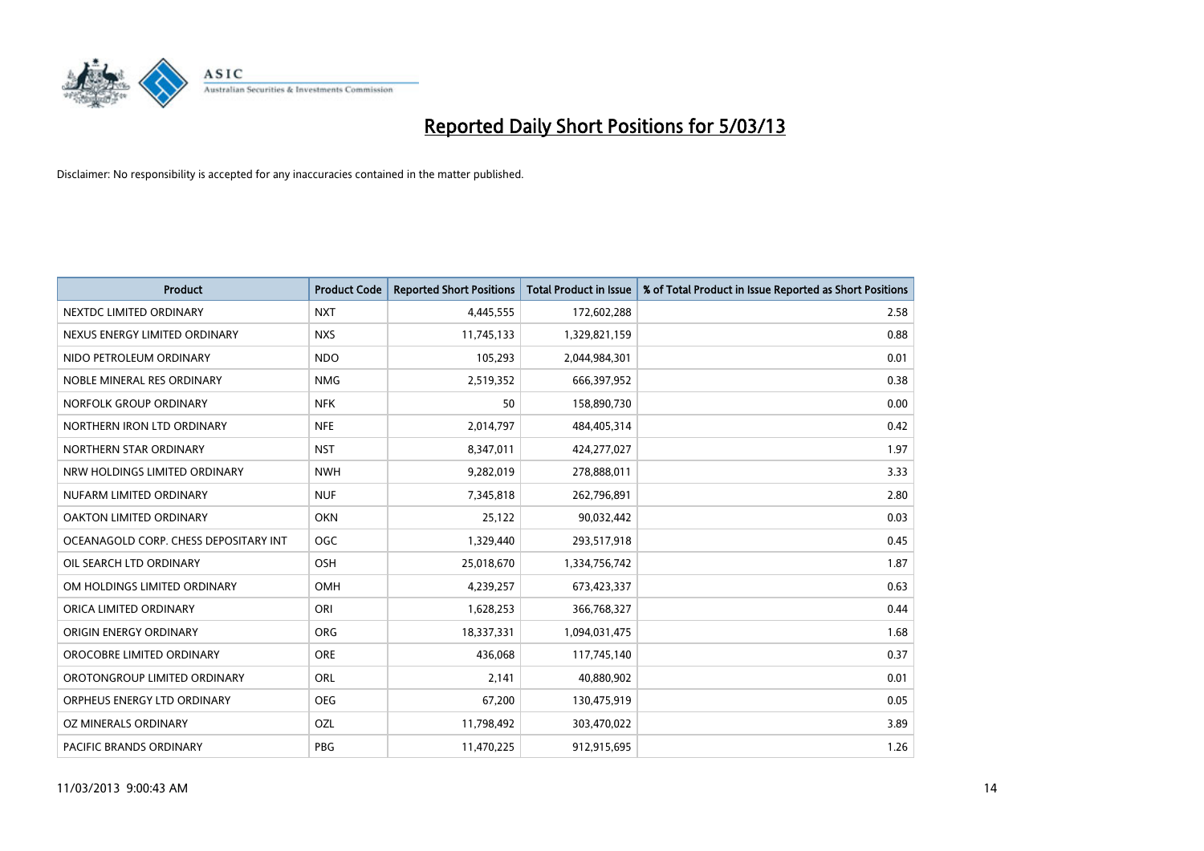# Reported Daily Short Positions for 5/03/13

Disclaimer: No responsibility is accepted for any inaccuracies contained in the matter published.

| Product | Product Code | Reported Short Positions | Total Product in Issue | % of Total Product in Issue Reported as Short Positions |
|---|---|---|---|---|
| NEXTDC LIMITED ORDINARY | NXT | 4,445,555 | 172,602,288 | 2.58 |
| NEXUS ENERGY LIMITED ORDINARY | NXS | 11,745,133 | 1,329,821,159 | 0.88 |
| NIDO PETROLEUM ORDINARY | NDO | 105,293 | 2,044,984,301 | 0.01 |
| NOBLE MINERAL RES ORDINARY | NMG | 2,519,352 | 666,397,952 | 0.38 |
| NORFOLK GROUP ORDINARY | NFK | 50 | 158,890,730 | 0.00 |
| NORTHERN IRON LTD ORDINARY | NFE | 2,014,797 | 484,405,314 | 0.42 |
| NORTHERN STAR ORDINARY | NST | 8,347,011 | 424,277,027 | 1.97 |
| NRW HOLDINGS LIMITED ORDINARY | NWH | 9,282,019 | 278,888,011 | 3.33 |
| NUFARM LIMITED ORDINARY | NUF | 7,345,818 | 262,796,891 | 2.80 |
| OAKTON LIMITED ORDINARY | OKN | 25,122 | 90,032,442 | 0.03 |
| OCEANAGOLD CORP. CHESS DEPOSITARY INT | OGC | 1,329,440 | 293,517,918 | 0.45 |
| OIL SEARCH LTD ORDINARY | OSH | 25,018,670 | 1,334,756,742 | 1.87 |
| OM HOLDINGS LIMITED ORDINARY | OMH | 4,239,257 | 673,423,337 | 0.63 |
| ORICA LIMITED ORDINARY | ORI | 1,628,253 | 366,768,327 | 0.44 |
| ORIGIN ENERGY ORDINARY | ORG | 18,337,331 | 1,094,031,475 | 1.68 |
| OROCOBRE LIMITED ORDINARY | ORE | 436,068 | 117,745,140 | 0.37 |
| OROTONGROUP LIMITED ORDINARY | ORL | 2,141 | 40,880,902 | 0.01 |
| ORPHEUS ENERGY LTD ORDINARY | OEG | 67,200 | 130,475,919 | 0.05 |
| OZ MINERALS ORDINARY | OZL | 11,798,492 | 303,470,022 | 3.89 |
| PACIFIC BRANDS ORDINARY | PBG | 11,470,225 | 912,915,695 | 1.26 |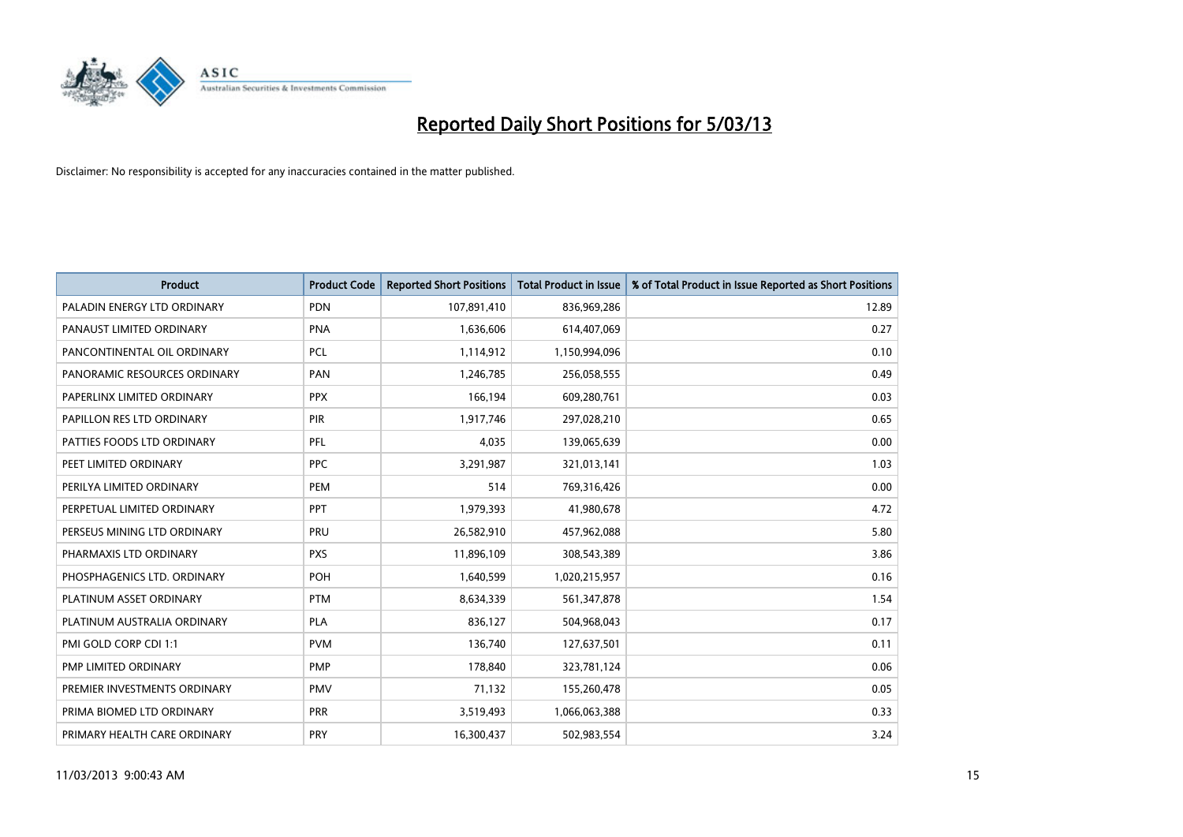# Reported Daily Short Positions for 5/03/13

Disclaimer: No responsibility is accepted for any inaccuracies contained in the matter published.

| Product | Product Code | Reported Short Positions | Total Product in Issue | % of Total Product in Issue Reported as Short Positions |
|---|---|---|---|---|
| PALADIN ENERGY LTD ORDINARY | PDN | 107,891,410 | 836,969,286 | 12.89 |
| PANAUST LIMITED ORDINARY | PNA | 1,636,606 | 614,407,069 | 0.27 |
| PANCONTINENTAL OIL ORDINARY | PCL | 1,114,912 | 1,150,994,096 | 0.10 |
| PANORAMIC RESOURCES ORDINARY | PAN | 1,246,785 | 256,058,555 | 0.49 |
| PAPERLINX LIMITED ORDINARY | PPX | 166,194 | 609,280,761 | 0.03 |
| PAPILLON RES LTD ORDINARY | PIR | 1,917,746 | 297,028,210 | 0.65 |
| PATTIES FOODS LTD ORDINARY | PFL | 4,035 | 139,065,639 | 0.00 |
| PEET LIMITED ORDINARY | PPC | 3,291,987 | 321,013,141 | 1.03 |
| PERILYA LIMITED ORDINARY | PEM | 514 | 769,316,426 | 0.00 |
| PERPETUAL LIMITED ORDINARY | PPT | 1,979,393 | 41,980,678 | 4.72 |
| PERSEUS MINING LTD ORDINARY | PRU | 26,582,910 | 457,962,088 | 5.80 |
| PHARMAXIS LTD ORDINARY | PXS | 11,896,109 | 308,543,389 | 3.86 |
| PHOSPHAGENICS LTD. ORDINARY | POH | 1,640,599 | 1,020,215,957 | 0.16 |
| PLATINUM ASSET ORDINARY | PTM | 8,634,339 | 561,347,878 | 1.54 |
| PLATINUM AUSTRALIA ORDINARY | PLA | 836,127 | 504,968,043 | 0.17 |
| PMI GOLD CORP CDI 1:1 | PVM | 136,740 | 127,637,501 | 0.11 |
| PMP LIMITED ORDINARY | PMP | 178,840 | 323,781,124 | 0.06 |
| PREMIER INVESTMENTS ORDINARY | PMV | 71,132 | 155,260,478 | 0.05 |
| PRIMA BIOMED LTD ORDINARY | PRR | 3,519,493 | 1,066,063,388 | 0.33 |
| PRIMARY HEALTH CARE ORDINARY | PRY | 16,300,437 | 502,983,554 | 3.24 |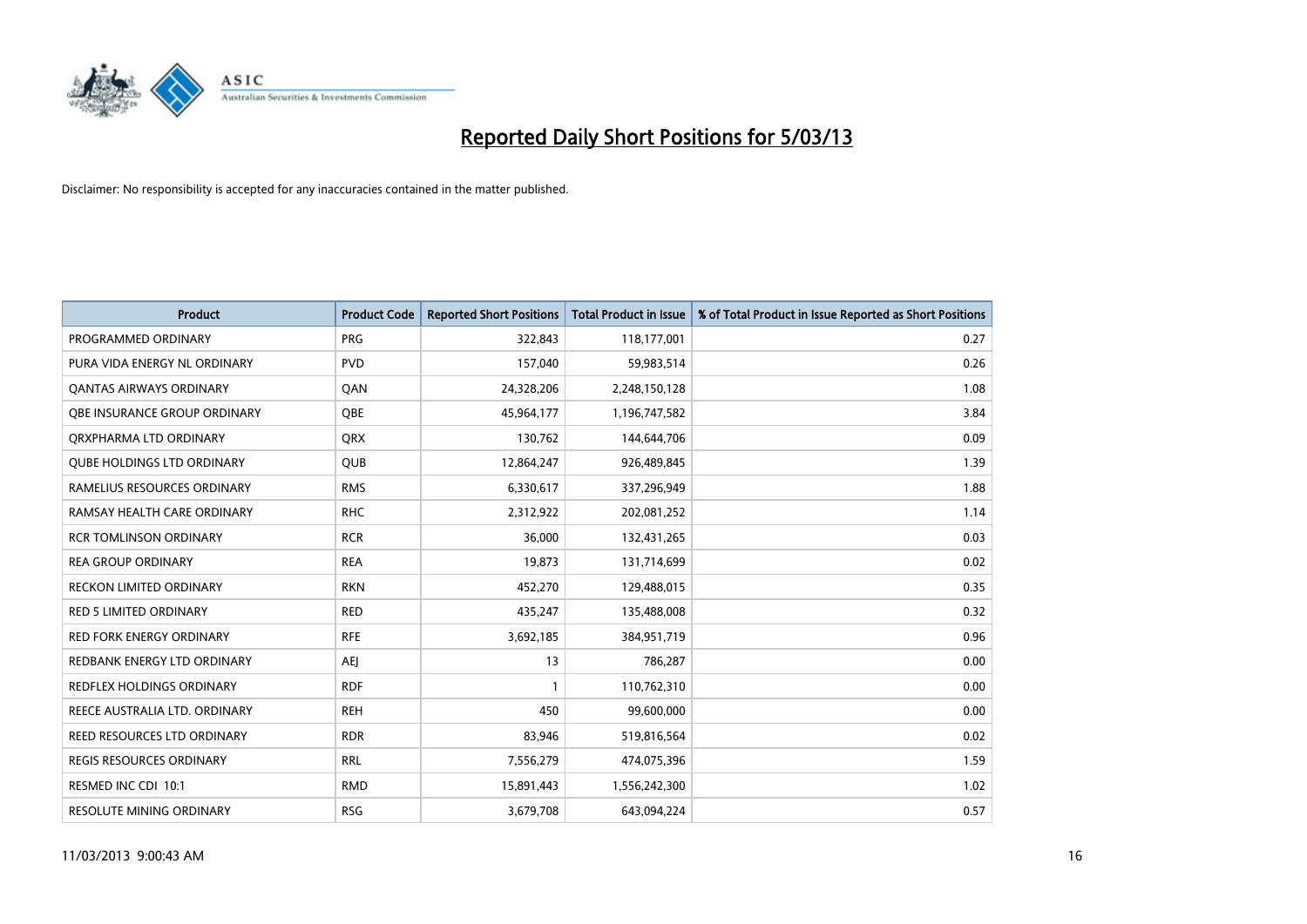# Reported Daily Short Positions for 5/03/13

Disclaimer: No responsibility is accepted for any inaccuracies contained in the matter published.

| Product | Product Code | Reported Short Positions | Total Product in Issue | % of Total Product in Issue Reported as Short Positions |
|---|---|---|---|---|
| PROGRAMMED ORDINARY | PRG | 322,843 | 118,177,001 | 0.27 |
| PURA VIDA ENERGY NL ORDINARY | PVD | 157,040 | 59,983,514 | 0.26 |
| QANTAS AIRWAYS ORDINARY | QAN | 24,328,206 | 2,248,150,128 | 1.08 |
| QBE INSURANCE GROUP ORDINARY | QBE | 45,964,177 | 1,196,747,582 | 3.84 |
| QRXPHARMA LTD ORDINARY | QRX | 130,762 | 144,644,706 | 0.09 |
| QUBE HOLDINGS LTD ORDINARY | QUB | 12,864,247 | 926,489,845 | 1.39 |
| RAMELIUS RESOURCES ORDINARY | RMS | 6,330,617 | 337,296,949 | 1.88 |
| RAMSAY HEALTH CARE ORDINARY | RHC | 2,312,922 | 202,081,252 | 1.14 |
| RCR TOMLINSON ORDINARY | RCR | 36,000 | 132,431,265 | 0.03 |
| REA GROUP ORDINARY | REA | 19,873 | 131,714,699 | 0.02 |
| RECKON LIMITED ORDINARY | RKN | 452,270 | 129,488,015 | 0.35 |
| RED 5 LIMITED ORDINARY | RED | 435,247 | 135,488,008 | 0.32 |
| RED FORK ENERGY ORDINARY | RFE | 3,692,185 | 384,951,719 | 0.96 |
| REDBANK ENERGY LTD ORDINARY | AEJ | 13 | 786,287 | 0.00 |
| REDFLEX HOLDINGS ORDINARY | RDF | 1 | 110,762,310 | 0.00 |
| REECE AUSTRALIA LTD. ORDINARY | REH | 450 | 99,600,000 | 0.00 |
| REED RESOURCES LTD ORDINARY | RDR | 83,946 | 519,816,564 | 0.02 |
| REGIS RESOURCES ORDINARY | RRL | 7,556,279 | 474,075,396 | 1.59 |
| RESMED INC CDI 10:1 | RMD | 15,891,443 | 1,556,242,300 | 1.02 |
| RESOLUTE MINING ORDINARY | RSG | 3,679,708 | 643,094,224 | 0.57 |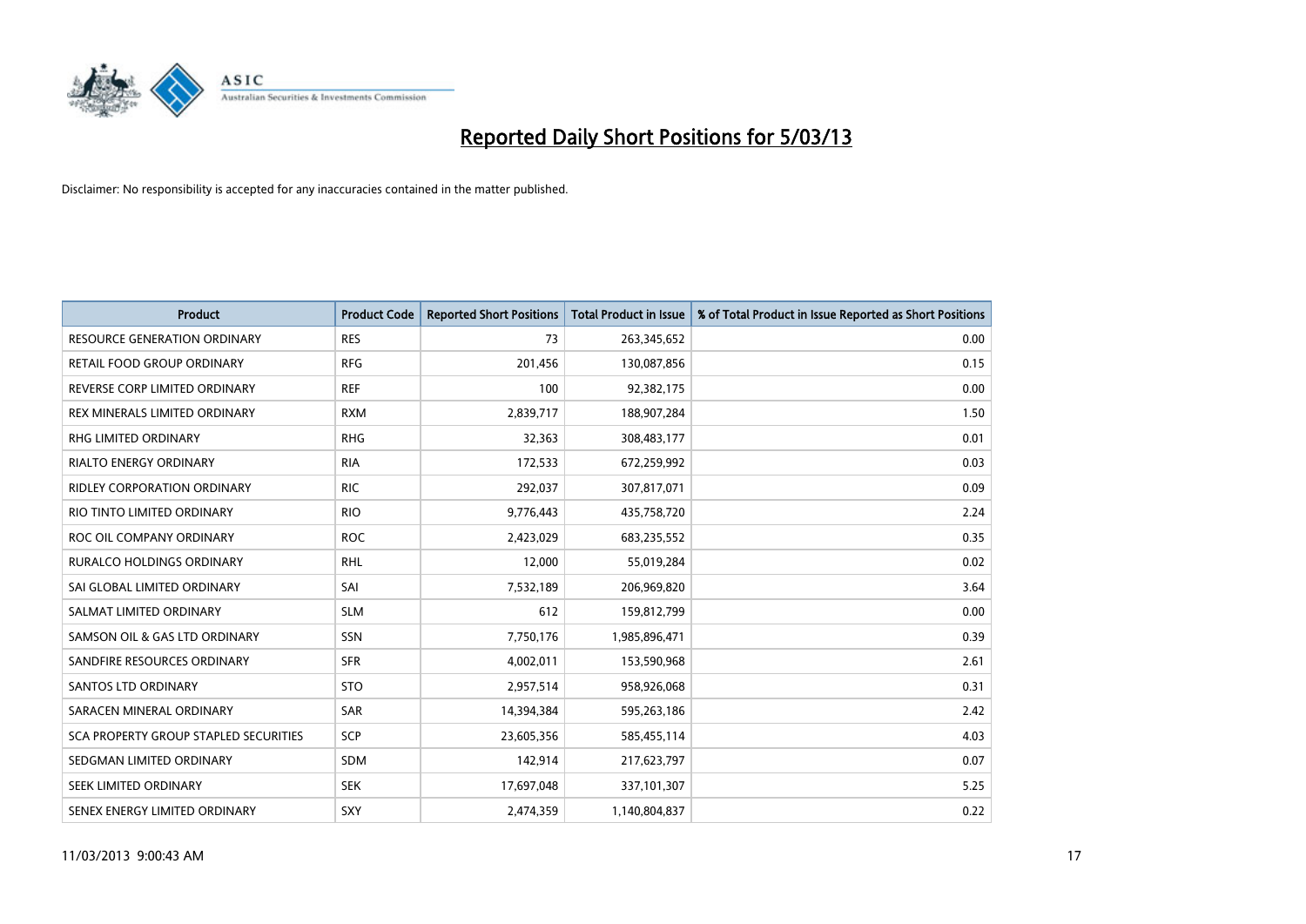# Reported Daily Short Positions for 5/03/13

Disclaimer: No responsibility is accepted for any inaccuracies contained in the matter published.

| Product | Product Code | Reported Short Positions | Total Product in Issue | % of Total Product in Issue Reported as Short Positions |
|---|---|---|---|---|
| RESOURCE GENERATION ORDINARY | RES | 73 | 263,345,652 | 0.00 |
| RETAIL FOOD GROUP ORDINARY | RFG | 201,456 | 130,087,856 | 0.15 |
| REVERSE CORP LIMITED ORDINARY | REF | 100 | 92,382,175 | 0.00 |
| REX MINERALS LIMITED ORDINARY | RXM | 2,839,717 | 188,907,284 | 1.50 |
| RHG LIMITED ORDINARY | RHG | 32,363 | 308,483,177 | 0.01 |
| RIALTO ENERGY ORDINARY | RIA | 172,533 | 672,259,992 | 0.03 |
| RIDLEY CORPORATION ORDINARY | RIC | 292,037 | 307,817,071 | 0.09 |
| RIO TINTO LIMITED ORDINARY | RIO | 9,776,443 | 435,758,720 | 2.24 |
| ROC OIL COMPANY ORDINARY | ROC | 2,423,029 | 683,235,552 | 0.35 |
| RURALCO HOLDINGS ORDINARY | RHL | 12,000 | 55,019,284 | 0.02 |
| SAI GLOBAL LIMITED ORDINARY | SAI | 7,532,189 | 206,969,820 | 3.64 |
| SALMAT LIMITED ORDINARY | SLM | 612 | 159,812,799 | 0.00 |
| SAMSON OIL & GAS LTD ORDINARY | SSN | 7,750,176 | 1,985,896,471 | 0.39 |
| SANDFIRE RESOURCES ORDINARY | SFR | 4,002,011 | 153,590,968 | 2.61 |
| SANTOS LTD ORDINARY | STO | 2,957,514 | 958,926,068 | 0.31 |
| SARACEN MINERAL ORDINARY | SAR | 14,394,384 | 595,263,186 | 2.42 |
| SCA PROPERTY GROUP STAPLED SECURITIES | SCP | 23,605,356 | 585,455,114 | 4.03 |
| SEDGMAN LIMITED ORDINARY | SDM | 142,914 | 217,623,797 | 0.07 |
| SEEK LIMITED ORDINARY | SEK | 17,697,048 | 337,101,307 | 5.25 |
| SENEX ENERGY LIMITED ORDINARY | SXY | 2,474,359 | 1,140,804,837 | 0.22 |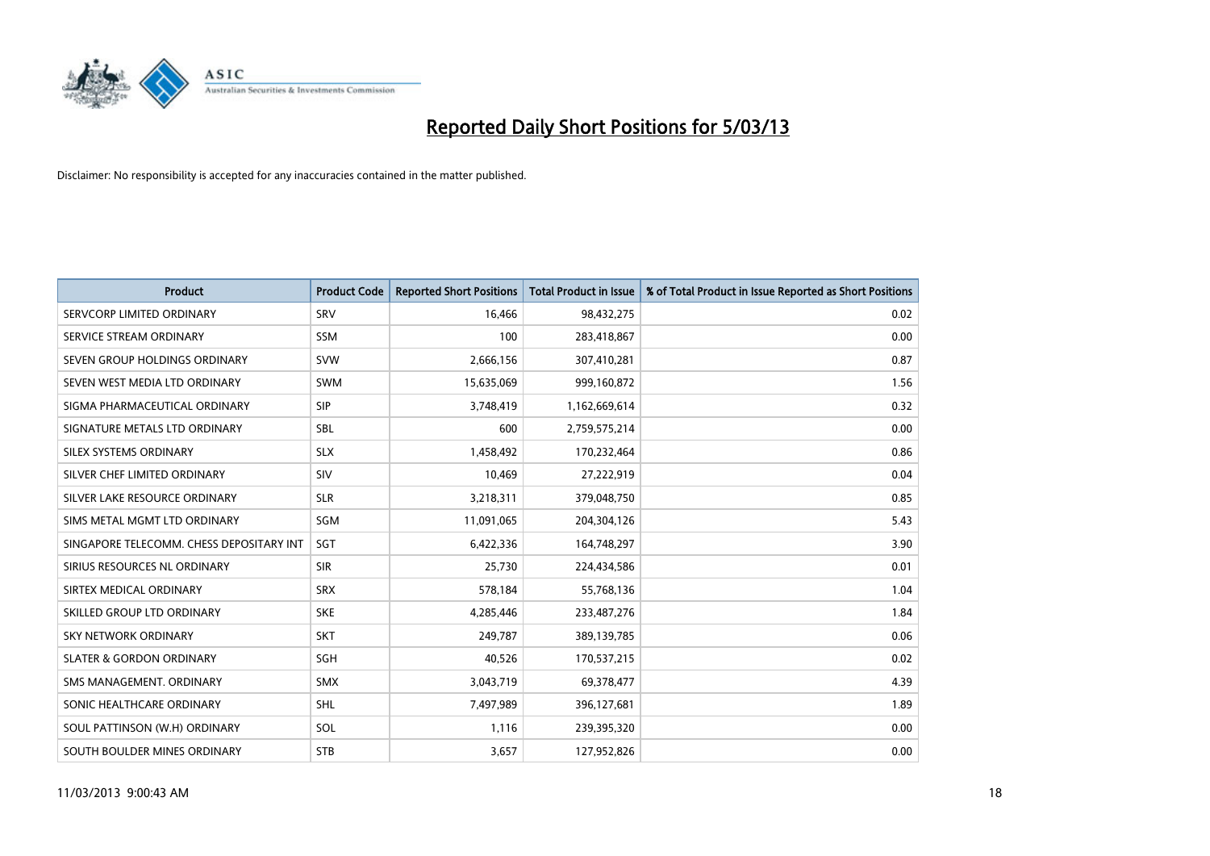# Reported Daily Short Positions for 5/03/13

Disclaimer: No responsibility is accepted for any inaccuracies contained in the matter published.

| Product | Product Code | Reported Short Positions | Total Product in Issue | % of Total Product in Issue Reported as Short Positions |
| --- | --- | --- | --- | --- |
| SERVCORP LIMITED ORDINARY | SRV | 16,466 | 98,432,275 | 0.02 |
| SERVICE STREAM ORDINARY | SSM | 100 | 283,418,867 | 0.00 |
| SEVEN GROUP HOLDINGS ORDINARY | SVW | 2,666,156 | 307,410,281 | 0.87 |
| SEVEN WEST MEDIA LTD ORDINARY | SWM | 15,635,069 | 999,160,872 | 1.56 |
| SIGMA PHARMACEUTICAL ORDINARY | SIP | 3,748,419 | 1,162,669,614 | 0.32 |
| SIGNATURE METALS LTD ORDINARY | SBL | 600 | 2,759,575,214 | 0.00 |
| SILEX SYSTEMS ORDINARY | SLX | 1,458,492 | 170,232,464 | 0.86 |
| SILVER CHEF LIMITED ORDINARY | SIV | 10,469 | 27,222,919 | 0.04 |
| SILVER LAKE RESOURCE ORDINARY | SLR | 3,218,311 | 379,048,750 | 0.85 |
| SIMS METAL MGMT LTD ORDINARY | SGM | 11,091,065 | 204,304,126 | 5.43 |
| SINGAPORE TELECOMM. CHESS DEPOSITARY INT | SGT | 6,422,336 | 164,748,297 | 3.90 |
| SIRIUS RESOURCES NL ORDINARY | SIR | 25,730 | 224,434,586 | 0.01 |
| SIRTEX MEDICAL ORDINARY | SRX | 578,184 | 55,768,136 | 1.04 |
| SKILLED GROUP LTD ORDINARY | SKE | 4,285,446 | 233,487,276 | 1.84 |
| SKY NETWORK ORDINARY | SKT | 249,787 | 389,139,785 | 0.06 |
| SLATER & GORDON ORDINARY | SGH | 40,526 | 170,537,215 | 0.02 |
| SMS MANAGEMENT. ORDINARY | SMX | 3,043,719 | 69,378,477 | 4.39 |
| SONIC HEALTHCARE ORDINARY | SHL | 7,497,989 | 396,127,681 | 1.89 |
| SOUL PATTINSON (W.H) ORDINARY | SOL | 1,116 | 239,395,320 | 0.00 |
| SOUTH BOULDER MINES ORDINARY | STB | 3,657 | 127,952,826 | 0.00 |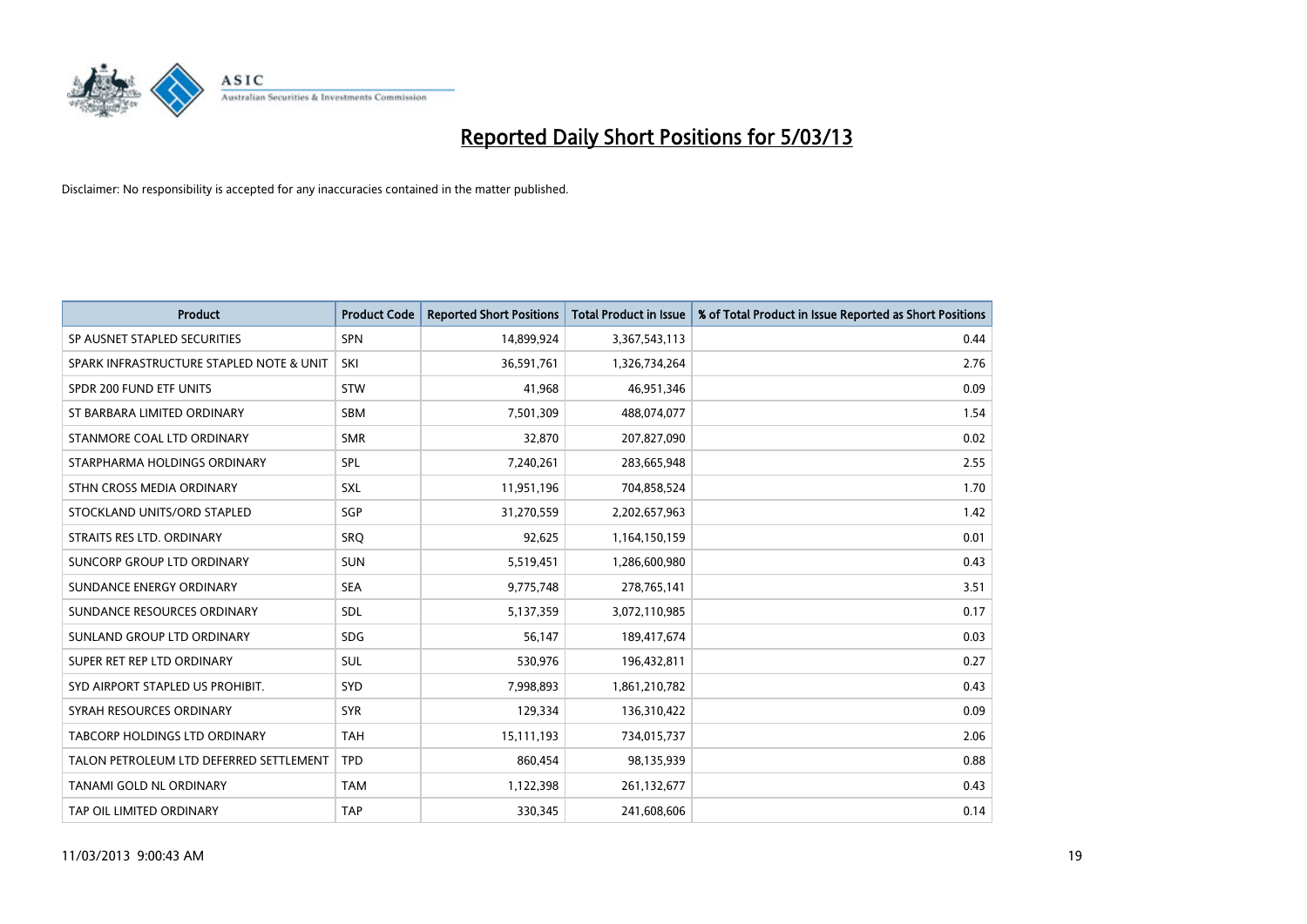# Reported Daily Short Positions for 5/03/13

Disclaimer: No responsibility is accepted for any inaccuracies contained in the matter published.

| Product | Product Code | Reported Short Positions | Total Product in Issue | % of Total Product in Issue Reported as Short Positions |
|---|---|---|---|---|
| SP AUSNET STAPLED SECURITIES | SPN | 14,899,924 | 3,367,543,113 | 0.44 |
| SPARK INFRASTRUCTURE STAPLED NOTE & UNIT | SKI | 36,591,761 | 1,326,734,264 | 2.76 |
| SPDR 200 FUND ETF UNITS | STW | 41,968 | 46,951,346 | 0.09 |
| ST BARBARA LIMITED ORDINARY | SBM | 7,501,309 | 488,074,077 | 1.54 |
| STANMORE COAL LTD ORDINARY | SMR | 32,870 | 207,827,090 | 0.02 |
| STARPHARMA HOLDINGS ORDINARY | SPL | 7,240,261 | 283,665,948 | 2.55 |
| STHN CROSS MEDIA ORDINARY | SXL | 11,951,196 | 704,858,524 | 1.70 |
| STOCKLAND UNITS/ORD STAPLED | SGP | 31,270,559 | 2,202,657,963 | 1.42 |
| STRAITS RES LTD. ORDINARY | SRQ | 92,625 | 1,164,150,159 | 0.01 |
| SUNCORP GROUP LTD ORDINARY | SUN | 5,519,451 | 1,286,600,980 | 0.43 |
| SUNDANCE ENERGY ORDINARY | SEA | 9,775,748 | 278,765,141 | 3.51 |
| SUNDANCE RESOURCES ORDINARY | SDL | 5,137,359 | 3,072,110,985 | 0.17 |
| SUNLAND GROUP LTD ORDINARY | SDG | 56,147 | 189,417,674 | 0.03 |
| SUPER RET REP LTD ORDINARY | SUL | 530,976 | 196,432,811 | 0.27 |
| SYD AIRPORT STAPLED US PROHIBIT. | SYD | 7,998,893 | 1,861,210,782 | 0.43 |
| SYRAH RESOURCES ORDINARY | SYR | 129,334 | 136,310,422 | 0.09 |
| TABCORP HOLDINGS LTD ORDINARY | TAH | 15,111,193 | 734,015,737 | 2.06 |
| TALON PETROLEUM LTD DEFERRED SETTLEMENT | TPD | 860,454 | 98,135,939 | 0.88 |
| TANAMI GOLD NL ORDINARY | TAM | 1,122,398 | 261,132,677 | 0.43 |
| TAP OIL LIMITED ORDINARY | TAP | 330,345 | 241,608,606 | 0.14 |

11/03/2013 9:00:43 AM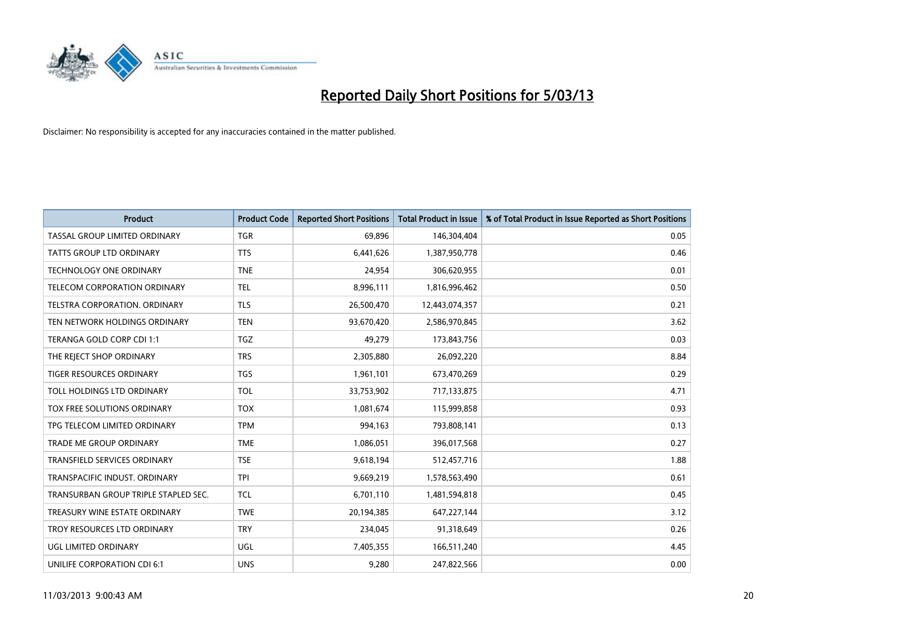# Reported Daily Short Positions for 5/03/13

Disclaimer: No responsibility is accepted for any inaccuracies contained in the matter published.

| Product | Product Code | Reported Short Positions | Total Product in Issue | % of Total Product in Issue Reported as Short Positions |
|---|---|---|---|---|
| TASSAL GROUP LIMITED ORDINARY | TGR | 69,896 | 146,304,404 | 0.05 |
| TATTS GROUP LTD ORDINARY | TTS | 6,441,626 | 1,387,950,778 | 0.46 |
| TECHNOLOGY ONE ORDINARY | TNE | 24,954 | 306,620,955 | 0.01 |
| TELECOM CORPORATION ORDINARY | TEL | 8,996,111 | 1,816,996,462 | 0.50 |
| TELSTRA CORPORATION. ORDINARY | TLS | 26,500,470 | 12,443,074,357 | 0.21 |
| TEN NETWORK HOLDINGS ORDINARY | TEN | 93,670,420 | 2,586,970,845 | 3.62 |
| TERANGA GOLD CORP CDI 1:1 | TGZ | 49,279 | 173,843,756 | 0.03 |
| THE REJECT SHOP ORDINARY | TRS | 2,305,880 | 26,092,220 | 8.84 |
| TIGER RESOURCES ORDINARY | TGS | 1,961,101 | 673,470,269 | 0.29 |
| TOLL HOLDINGS LTD ORDINARY | TOL | 33,753,902 | 717,133,875 | 4.71 |
| TOX FREE SOLUTIONS ORDINARY | TOX | 1,081,674 | 115,999,858 | 0.93 |
| TPG TELECOM LIMITED ORDINARY | TPM | 994,163 | 793,808,141 | 0.13 |
| TRADE ME GROUP ORDINARY | TME | 1,086,051 | 396,017,568 | 0.27 |
| TRANSFIELD SERVICES ORDINARY | TSE | 9,618,194 | 512,457,716 | 1.88 |
| TRANSPACIFIC INDUST. ORDINARY | TPI | 9,669,219 | 1,578,563,490 | 0.61 |
| TRANSURBAN GROUP TRIPLE STAPLED SEC. | TCL | 6,701,110 | 1,481,594,818 | 0.45 |
| TREASURY WINE ESTATE ORDINARY | TWE | 20,194,385 | 647,227,144 | 3.12 |
| TROY RESOURCES LTD ORDINARY | TRY | 234,045 | 91,318,649 | 0.26 |
| UGL LIMITED ORDINARY | UGL | 7,405,355 | 166,511,240 | 4.45 |
| UNILIFE CORPORATION CDI 6:1 | UNS | 9,280 | 247,822,566 | 0.00 |

11/03/2013 9:00:43 AM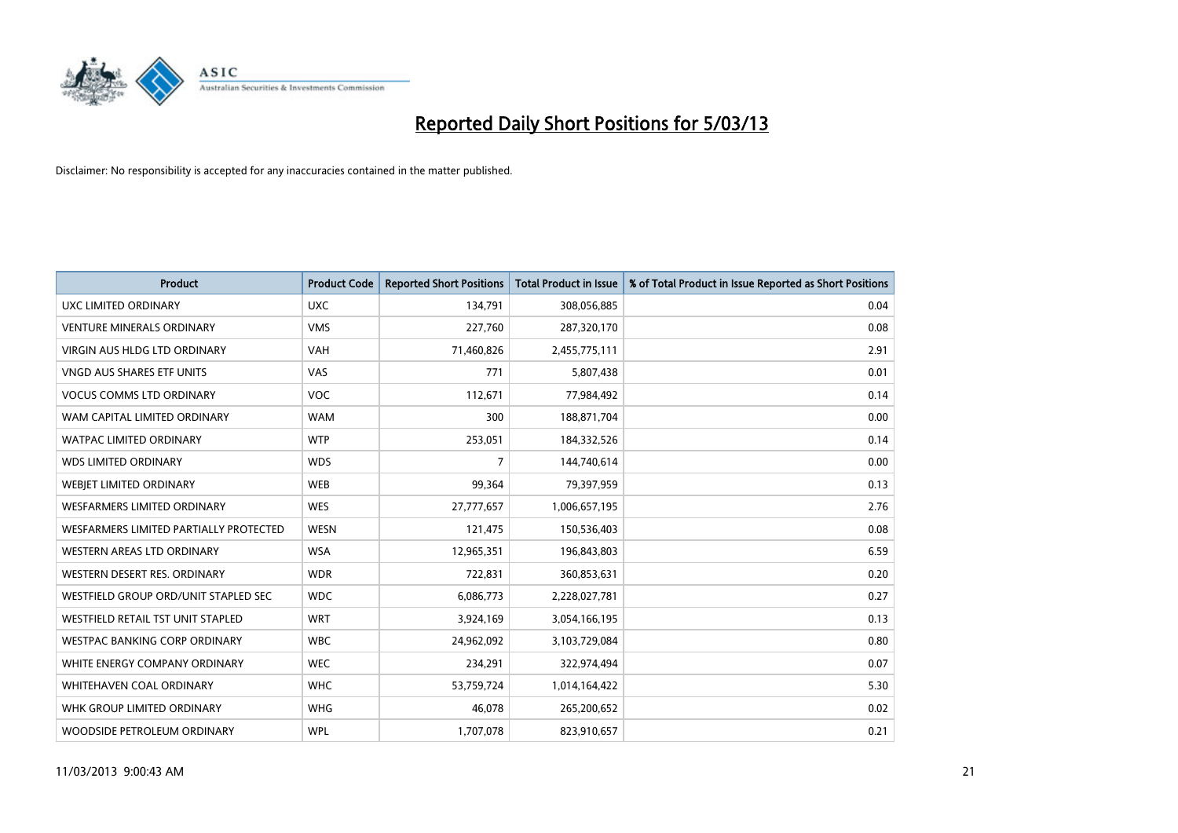# Reported Daily Short Positions for 5/03/13

Disclaimer: No responsibility is accepted for any inaccuracies contained in the matter published.

| Product | Product Code | Reported Short Positions | Total Product in Issue | % of Total Product in Issue Reported as Short Positions |
|---|---|---|---|---|
| UXC LIMITED ORDINARY | UXC | 134,791 | 308,056,885 | 0.04 |
| VENTURE MINERALS ORDINARY | VMS | 227,760 | 287,320,170 | 0.08 |
| VIRGIN AUS HLDG LTD ORDINARY | VAH | 71,460,826 | 2,455,775,111 | 2.91 |
| VNGD AUS SHARES ETF UNITS | VAS | 771 | 5,807,438 | 0.01 |
| VOCUS COMMS LTD ORDINARY | VOC | 112,671 | 77,984,492 | 0.14 |
| WAM CAPITAL LIMITED ORDINARY | WAM | 300 | 188,871,704 | 0.00 |
| WATPAC LIMITED ORDINARY | WTP | 253,051 | 184,332,526 | 0.14 |
| WDS LIMITED ORDINARY | WDS | 7 | 144,740,614 | 0.00 |
| WEBJET LIMITED ORDINARY | WEB | 99,364 | 79,397,959 | 0.13 |
| WESFARMERS LIMITED ORDINARY | WES | 27,777,657 | 1,006,657,195 | 2.76 |
| WESFARMERS LIMITED PARTIALLY PROTECTED | WESN | 121,475 | 150,536,403 | 0.08 |
| WESTERN AREAS LTD ORDINARY | WSA | 12,965,351 | 196,843,803 | 6.59 |
| WESTERN DESERT RES. ORDINARY | WDR | 722,831 | 360,853,631 | 0.20 |
| WESTFIELD GROUP ORD/UNIT STAPLED SEC | WDC | 6,086,773 | 2,228,027,781 | 0.27 |
| WESTFIELD RETAIL TST UNIT STAPLED | WRT | 3,924,169 | 3,054,166,195 | 0.13 |
| WESTPAC BANKING CORP ORDINARY | WBC | 24,962,092 | 3,103,729,084 | 0.80 |
| WHITE ENERGY COMPANY ORDINARY | WEC | 234,291 | 322,974,494 | 0.07 |
| WHITEHAVEN COAL ORDINARY | WHC | 53,759,724 | 1,014,164,422 | 5.30 |
| WHK GROUP LIMITED ORDINARY | WHG | 46,078 | 265,200,652 | 0.02 |
| WOODSIDE PETROLEUM ORDINARY | WPL | 1,707,078 | 823,910,657 | 0.21 |

11/03/2013 9:00:43 AM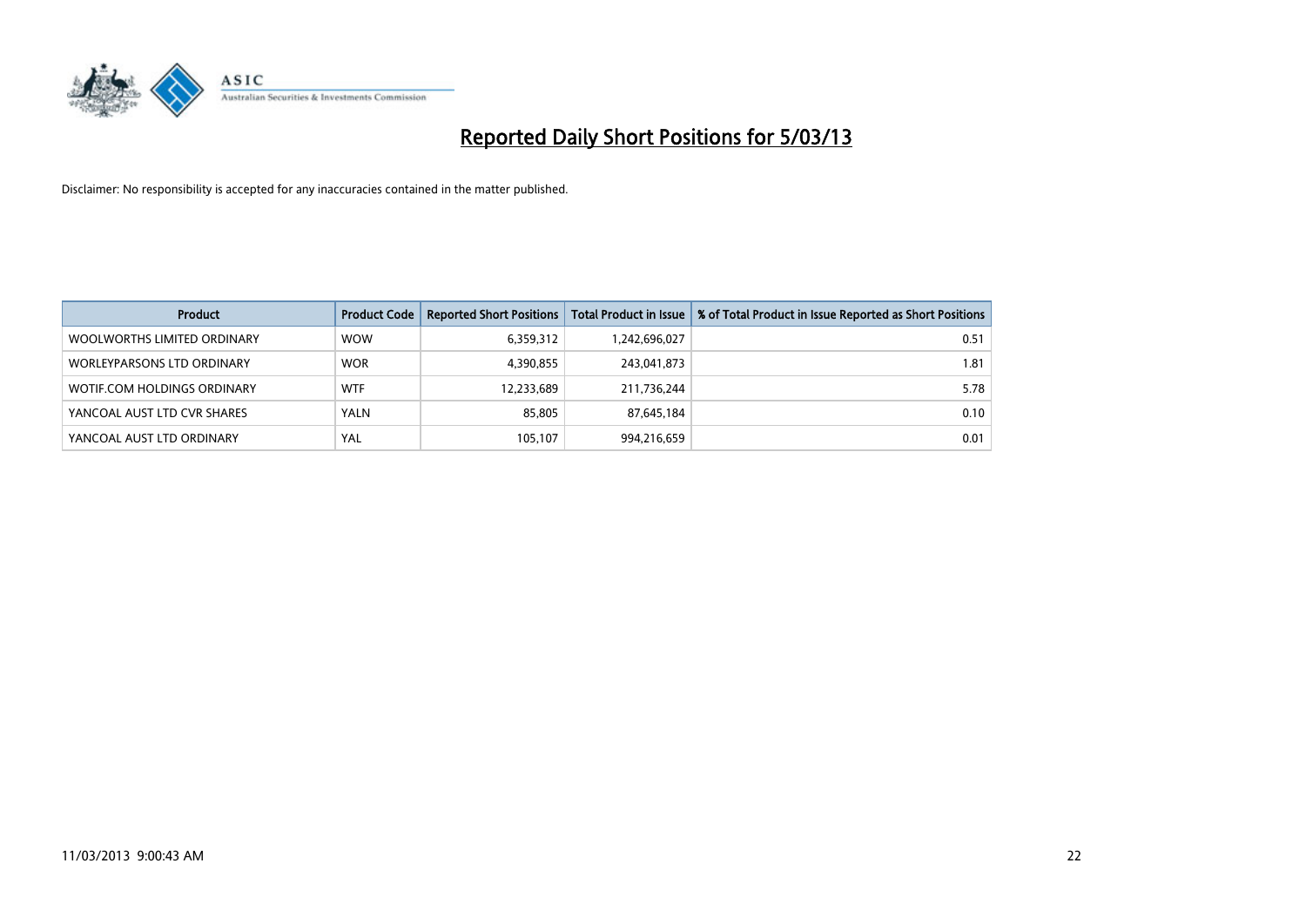# Reported Daily Short Positions for 5/03/13

Disclaimer: No responsibility is accepted for any inaccuracies contained in the matter published.

| Product | Product Code | Reported Short Positions | Total Product in Issue | % of Total Product in Issue Reported as Short Positions |
|---|---|---|---|---|
| WOOLWORTHS LIMITED ORDINARY | WOW | 6,359,312 | 1,242,696,027 | 0.51 |
| WORLEYPARSONS LTD ORDINARY | WOR | 4,390,855 | 243,041,873 | 1.81 |
| WOTIF.COM HOLDINGS ORDINARY | WTF | 12,233,689 | 211,736,244 | 5.78 |
| YANCOAL AUST LTD CVR SHARES | YALN | 85,805 | 87,645,184 | 0.10 |
| YANCOAL AUST LTD ORDINARY | YAL | 105,107 | 994,216,659 | 0.01 |